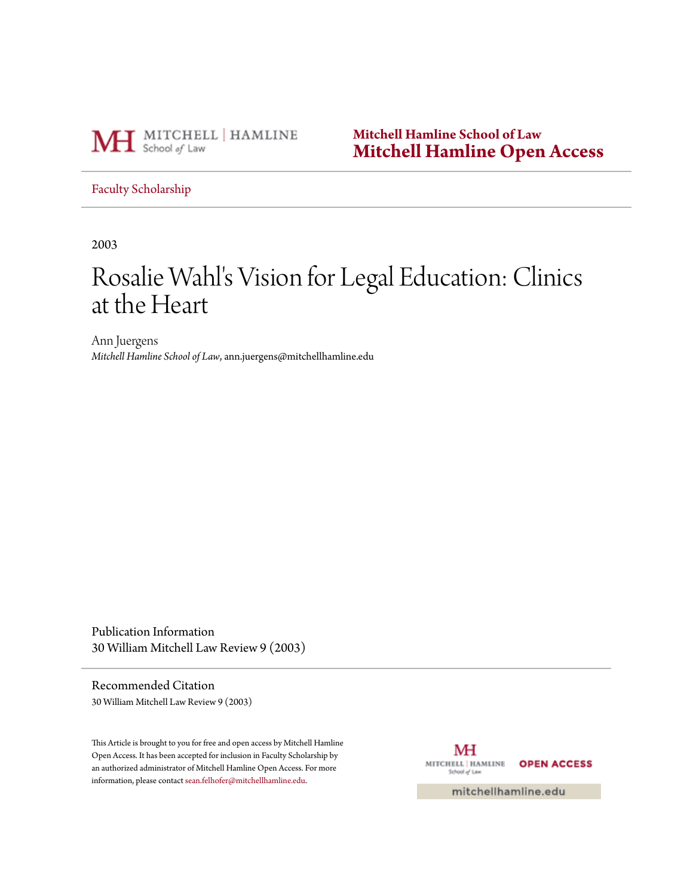Mitchell Hamline School of Law
**Mitchell Hamline Open Access**

Faculty Scholarship

2003

# Rosalie Wahl's Vision for Legal Education: Clinics at the Heart

Ann Juergens
*Mitchell Hamline School of Law*, ann.juergens@mitchellhamline.edu

## Publication Information

30 William Mitchell Law Review 9 (2003)

## Recommended Citation

30 William Mitchell Law Review 9 (2003)

This Article is brought to you for free and open access by Mitchell Hamline Open Access. It has been accepted for inclusion in Faculty Scholarship by an authorized administrator of Mitchell Hamline Open Access. For more information, please contact sean.felhofer@mitchellhamline.edu.

mitchellhamline.edu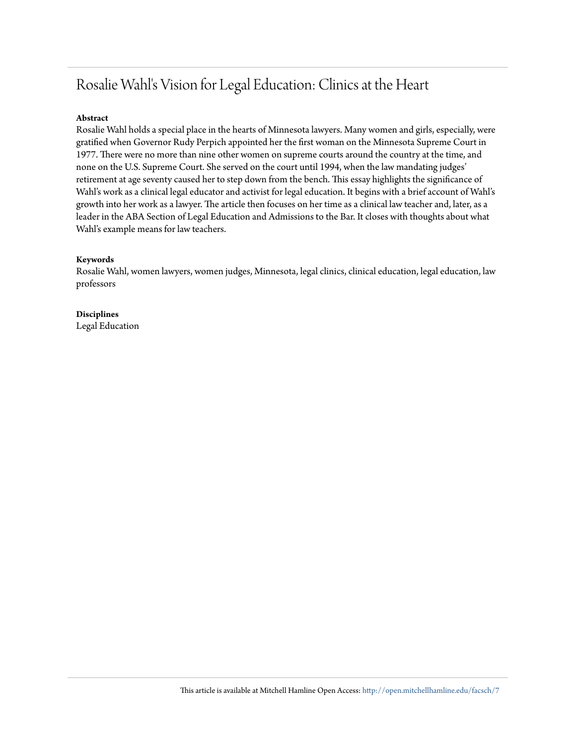# Rosalie Wahl's Vision for Legal Education: Clinics at the Heart

**Abstract**

Rosalie Wahl holds a special place in the hearts of Minnesota lawyers. Many women and girls, especially, were gratified when Governor Rudy Perpich appointed her the first woman on the Minnesota Supreme Court in 1977. There were no more than nine other women on supreme courts around the country at the time, and none on the U.S. Supreme Court. She served on the court until 1994, when the law mandating judges' retirement at age seventy caused her to step down from the bench. This essay highlights the significance of Wahl's work as a clinical legal educator and activist for legal education. It begins with a brief account of Wahl's growth into her work as a lawyer. The article then focuses on her time as a clinical law teacher and, later, as a leader in the ABA Section of Legal Education and Admissions to the Bar. It closes with thoughts about what Wahl's example means for law teachers.

**Keywords**

Rosalie Wahl, women lawyers, women judges, Minnesota, legal clinics, clinical education, legal education, law professors

**Disciplines**

Legal Education

This article is available at Mitchell Hamline Open Access: http://open.mitchellhamline.edu/facsch/7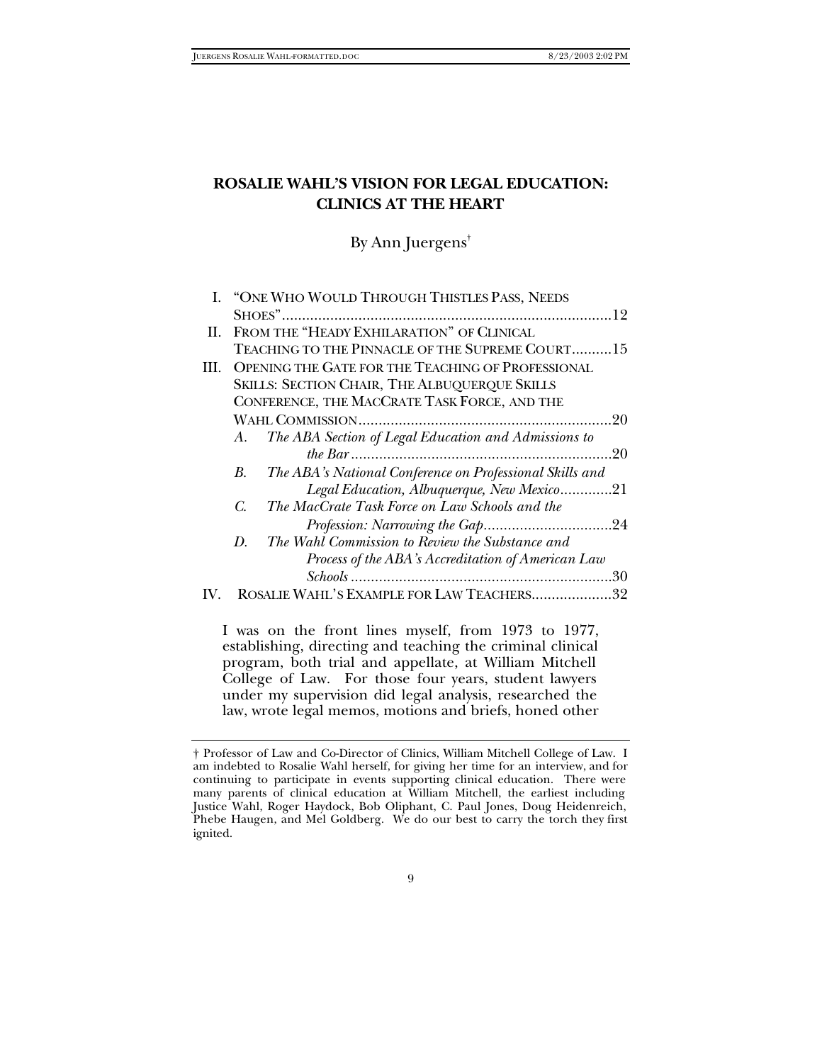# ROSALIE WAHL'S VISION FOR LEGAL EDUCATION: CLINICS AT THE HEART

By Ann Juergens[†]

I. "ONE WHO WOULD THROUGH THISTLES PASS, NEEDS SHOES" ........ 12

II. FROM THE "HEADY EXHILARATION" OF CLINICAL TEACHING TO THE PINNACLE OF THE SUPREME COURT ........ 15

III. OPENING THE GATE FOR THE TEACHING OF PROFESSIONAL SKILLS: SECTION CHAIR, THE ALBUQUERQUE SKILLS CONFERENCE, THE MACCRATE TASK FORCE, AND THE WAHL COMMISSION ........ 20

- A. *The ABA Section of Legal Education and Admissions to the Bar* ........ 20
- B. *The ABA's National Conference on Professional Skills and Legal Education, Albuquerque, New Mexico* ........ 21
- C. *The MacCrate Task Force on Law Schools and the Profession: Narrowing the Gap* ........ 24
- D. *The Wahl Commission to Review the Substance and Process of the ABA's Accreditation of American Law Schools* ........ 30

IV. ROSALIE WAHL'S EXAMPLE FOR LAW TEACHERS ........ 32

> I was on the front lines myself, from 1973 to 1977, establishing, directing and teaching the criminal clinical program, both trial and appellate, at William Mitchell College of Law. For those four years, student lawyers under my supervision did legal analysis, researched the law, wrote legal memos, motions and briefs, honed other

---

† Professor of Law and Co-Director of Clinics, William Mitchell College of Law. I am indebted to Rosalie Wahl herself, for giving her time for an interview, and for continuing to participate in events supporting clinical education. There were many parents of clinical education at William Mitchell, the earliest including Justice Wahl, Roger Haydock, Bob Oliphant, C. Paul Jones, Doug Heidenreich, Phebe Haugen, and Mel Goldberg. We do our best to carry the torch they first ignited.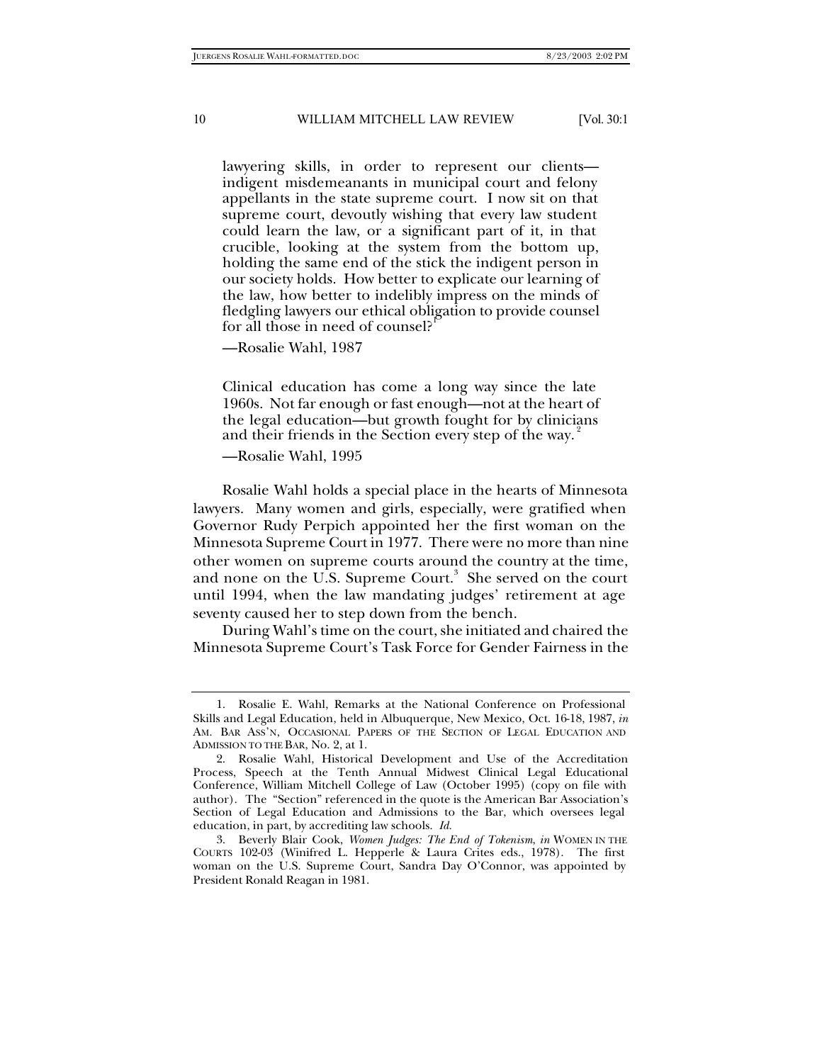> lawyering skills, in order to represent our clients—indigent misdemeanants in municipal court and felony appellants in the state supreme court. I now sit on that supreme court, devoutly wishing that every law student could learn the law, or a significant part of it, in that crucible, looking at the system from the bottom up, holding the same end of the stick the indigent person in our society holds. How better to explicate our learning of the law, how better to indelibly impress on the minds of fledgling lawyers our ethical obligation to provide counsel for all those in need of counsel?[1]
>
> —Rosalie Wahl, 1987

> Clinical education has come a long way since the late 1960s. Not far enough or fast enough—not at the heart of the legal education—but growth fought for by clinicians and their friends in the Section every step of the way.[2]
>
> —Rosalie Wahl, 1995

Rosalie Wahl holds a special place in the hearts of Minnesota lawyers. Many women and girls, especially, were gratified when Governor Rudy Perpich appointed her the first woman on the Minnesota Supreme Court in 1977. There were no more than nine other women on supreme courts around the country at the time, and none on the U.S. Supreme Court.[3] She served on the court until 1994, when the law mandating judges' retirement at age seventy caused her to step down from the bench.

During Wahl's time on the court, she initiated and chaired the Minnesota Supreme Court's Task Force for Gender Fairness in the

---

1. Rosalie E. Wahl, Remarks at the National Conference on Professional Skills and Legal Education, held in Albuquerque, New Mexico, Oct. 16-18, 1987, *in* AM. BAR ASS'N, OCCASIONAL PAPERS OF THE SECTION OF LEGAL EDUCATION AND ADMISSION TO THE BAR, No. 2, at 1.

2. Rosalie Wahl, Historical Development and Use of the Accreditation Process, Speech at the Tenth Annual Midwest Clinical Legal Educational Conference, William Mitchell College of Law (October 1995) (copy on file with author). The "Section" referenced in the quote is the American Bar Association's Section of Legal Education and Admissions to the Bar, which oversees legal education, in part, by accrediting law schools. *Id.*

3. Beverly Blair Cook, *Women Judges: The End of Tokenism*, *in* WOMEN IN THE COURTS 102-03 (Winifred L. Hepperle & Laura Crites eds., 1978). The first woman on the U.S. Supreme Court, Sandra Day O'Connor, was appointed by President Ronald Reagan in 1981.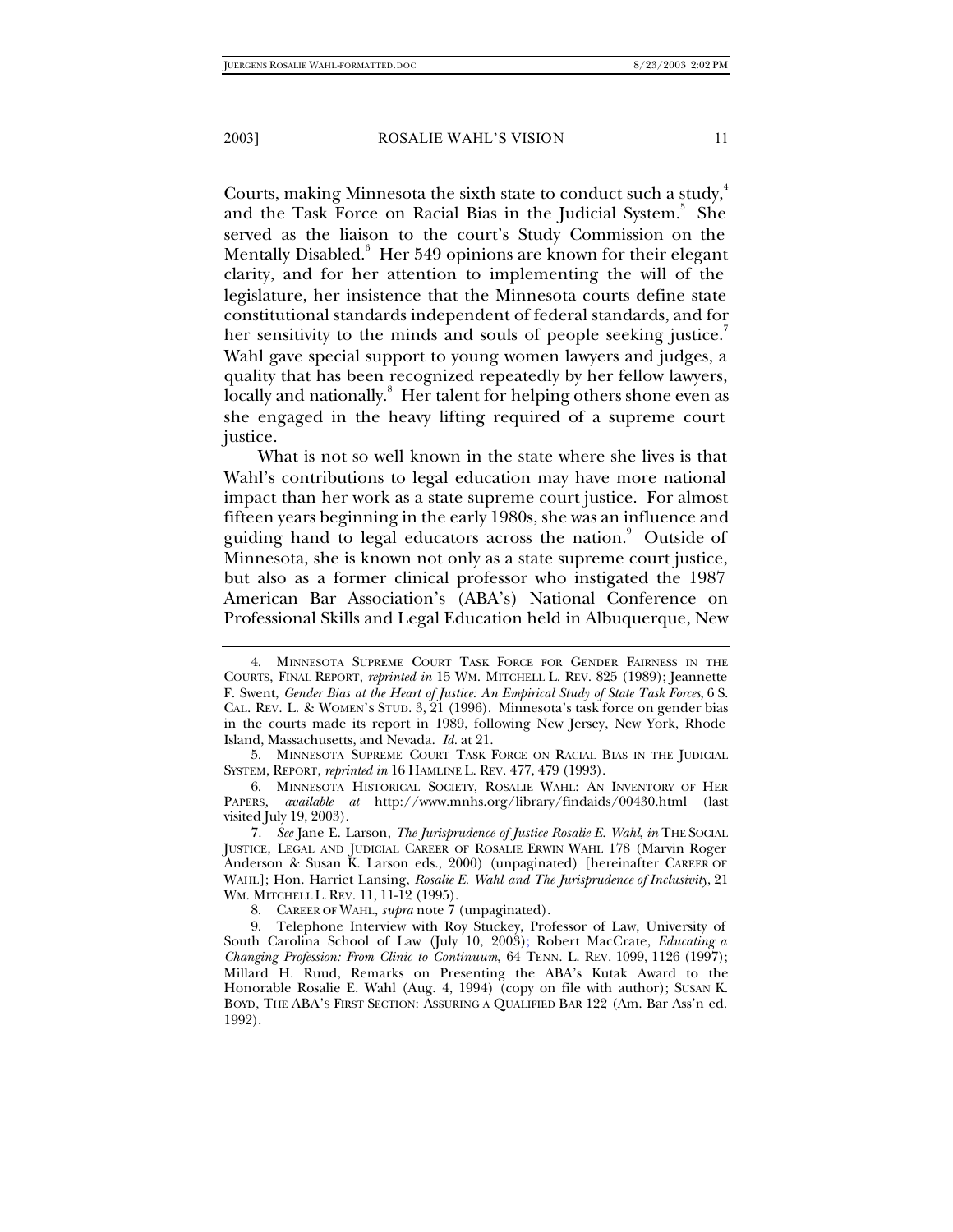Courts, making Minnesota the sixth state to conduct such a study,[4] and the Task Force on Racial Bias in the Judicial System.[5] She served as the liaison to the court's Study Commission on the Mentally Disabled.[6] Her 549 opinions are known for their elegant clarity, and for her attention to implementing the will of the legislature, her insistence that the Minnesota courts define state constitutional standards independent of federal standards, and for her sensitivity to the minds and souls of people seeking justice.[7] Wahl gave special support to young women lawyers and judges, a quality that has been recognized repeatedly by her fellow lawyers, locally and nationally.[8] Her talent for helping others shone even as she engaged in the heavy lifting required of a supreme court justice.

What is not so well known in the state where she lives is that Wahl's contributions to legal education may have more national impact than her work as a state supreme court justice. For almost fifteen years beginning in the early 1980s, she was an influence and guiding hand to legal educators across the nation.[9] Outside of Minnesota, she is known not only as a state supreme court justice, but also as a former clinical professor who instigated the 1987 American Bar Association's (ABA's) National Conference on Professional Skills and Legal Education held in Albuquerque, New

---

4. MINNESOTA SUPREME COURT TASK FORCE FOR GENDER FAIRNESS IN THE COURTS, FINAL REPORT, *reprinted in* 15 WM. MITCHELL L. REV. 825 (1989); Jeannette F. Swent, *Gender Bias at the Heart of Justice: An Empirical Study of State Task Forces*, 6 S. CAL. REV. L. & WOMEN'S STUD. 3, 21 (1996). Minnesota's task force on gender bias in the courts made its report in 1989, following New Jersey, New York, Rhode Island, Massachusetts, and Nevada. *Id.* at 21.

5. MINNESOTA SUPREME COURT TASK FORCE ON RACIAL BIAS IN THE JUDICIAL SYSTEM, REPORT, *reprinted in* 16 HAMLINE L. REV. 477, 479 (1993).

6. MINNESOTA HISTORICAL SOCIETY, ROSALIE WAHL: AN INVENTORY OF HER PAPERS, *available at* http://www.mnhs.org/library/findaids/00430.html (last visited July 19, 2003).

7. *See* Jane E. Larson, *The Jurisprudence of Justice Rosalie E. Wahl*, *in* THE SOCIAL JUSTICE, LEGAL AND JUDICIAL CAREER OF ROSALIE ERWIN WAHL 178 (Marvin Roger Anderson & Susan K. Larson eds., 2000) (unpaginated) [hereinafter CAREER OF WAHL]; Hon. Harriet Lansing, *Rosalie E. Wahl and The Jurisprudence of Inclusivity*, 21 WM. MITCHELL L. REV. 11, 11-12 (1995).

8. CAREER OF WAHL, *supra* note 7 (unpaginated).

9. Telephone Interview with Roy Stuckey, Professor of Law, University of South Carolina School of Law (July 10, 2003); Robert MacCrate, *Educating a Changing Profession: From Clinic to Continuum*, 64 TENN. L. REV. 1099, 1126 (1997); Millard H. Ruud, Remarks on Presenting the ABA's Kutak Award to the Honorable Rosalie E. Wahl (Aug. 4, 1994) (copy on file with author); SUSAN K. BOYD, THE ABA'S FIRST SECTION: ASSURING A QUALIFIED BAR 122 (Am. Bar Ass'n ed. 1992).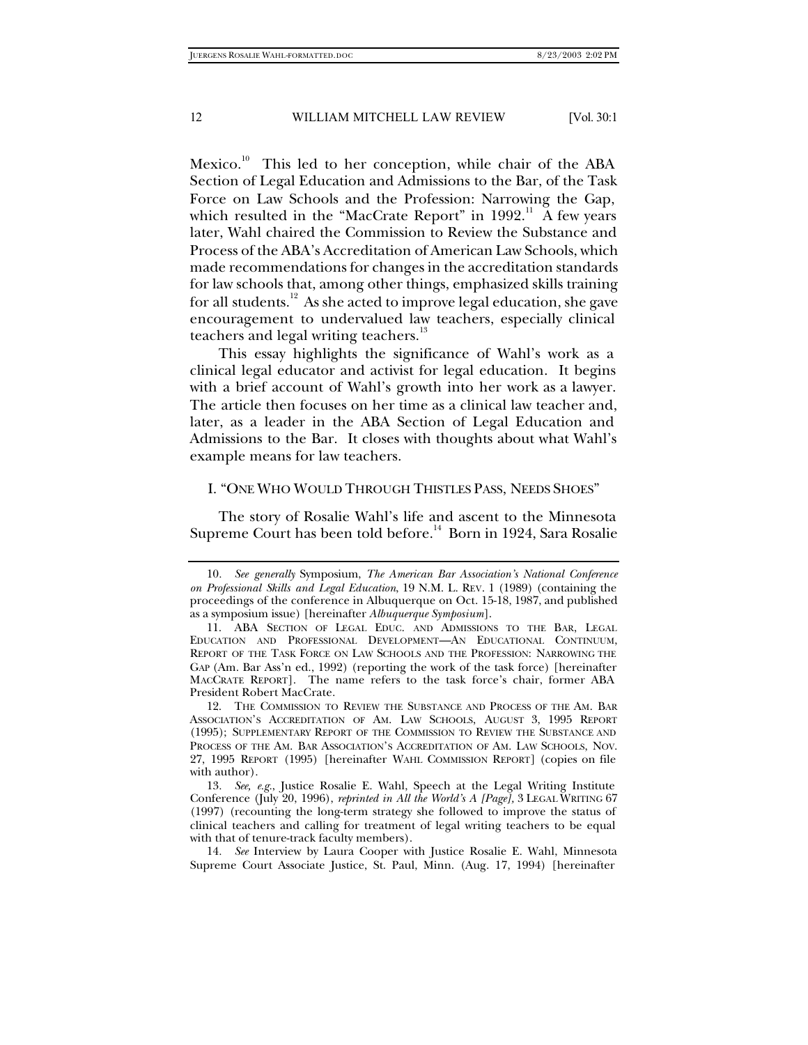Mexico.[10] This led to her conception, while chair of the ABA Section of Legal Education and Admissions to the Bar, of the Task Force on Law Schools and the Profession: Narrowing the Gap, which resulted in the "MacCrate Report" in 1992.[11] A few years later, Wahl chaired the Commission to Review the Substance and Process of the ABA's Accreditation of American Law Schools, which made recommendations for changes in the accreditation standards for law schools that, among other things, emphasized skills training for all students.[12] As she acted to improve legal education, she gave encouragement to undervalued law teachers, especially clinical teachers and legal writing teachers.[13]

This essay highlights the significance of Wahl's work as a clinical legal educator and activist for legal education. It begins with a brief account of Wahl's growth into her work as a lawyer. The article then focuses on her time as a clinical law teacher and, later, as a leader in the ABA Section of Legal Education and Admissions to the Bar. It closes with thoughts about what Wahl's example means for law teachers.

## I. "ONE WHO WOULD THROUGH THISTLES PASS, NEEDS SHOES"

The story of Rosalie Wahl's life and ascent to the Minnesota Supreme Court has been told before.[14] Born in 1924, Sara Rosalie

---

10. *See generally* Symposium, *The American Bar Association's National Conference on Professional Skills and Legal Education*, 19 N.M. L. REV. 1 (1989) (containing the proceedings of the conference in Albuquerque on Oct. 15-18, 1987, and published as a symposium issue) [hereinafter *Albuquerque Symposium*].

11. ABA SECTION OF LEGAL EDUC. AND ADMISSIONS TO THE BAR, LEGAL EDUCATION AND PROFESSIONAL DEVELOPMENT—AN EDUCATIONAL CONTINUUM, REPORT OF THE TASK FORCE ON LAW SCHOOLS AND THE PROFESSION: NARROWING THE GAP (Am. Bar Ass'n ed., 1992) (reporting the work of the task force) [hereinafter MACCRATE REPORT]. The name refers to the task force's chair, former ABA President Robert MacCrate.

12. THE COMMISSION TO REVIEW THE SUBSTANCE AND PROCESS OF THE AM. BAR ASSOCIATION'S ACCREDITATION OF AM. LAW SCHOOLS, AUGUST 3, 1995 REPORT (1995); SUPPLEMENTARY REPORT OF THE COMMISSION TO REVIEW THE SUBSTANCE AND PROCESS OF THE AM. BAR ASSOCIATION'S ACCREDITATION OF AM. LAW SCHOOLS, NOV. 27, 1995 REPORT (1995) [hereinafter WAHL COMMISSION REPORT] (copies on file with author).

13. *See, e.g.*, Justice Rosalie E. Wahl, Speech at the Legal Writing Institute Conference (July 20, 1996), *reprinted in All the World's A [Page]*, 3 LEGAL WRITING 67 (1997) (recounting the long-term strategy she followed to improve the status of clinical teachers and calling for treatment of legal writing teachers to be equal with that of tenure-track faculty members).

14. *See* Interview by Laura Cooper with Justice Rosalie E. Wahl, Minnesota Supreme Court Associate Justice, St. Paul, Minn. (Aug. 17, 1994) [hereinafter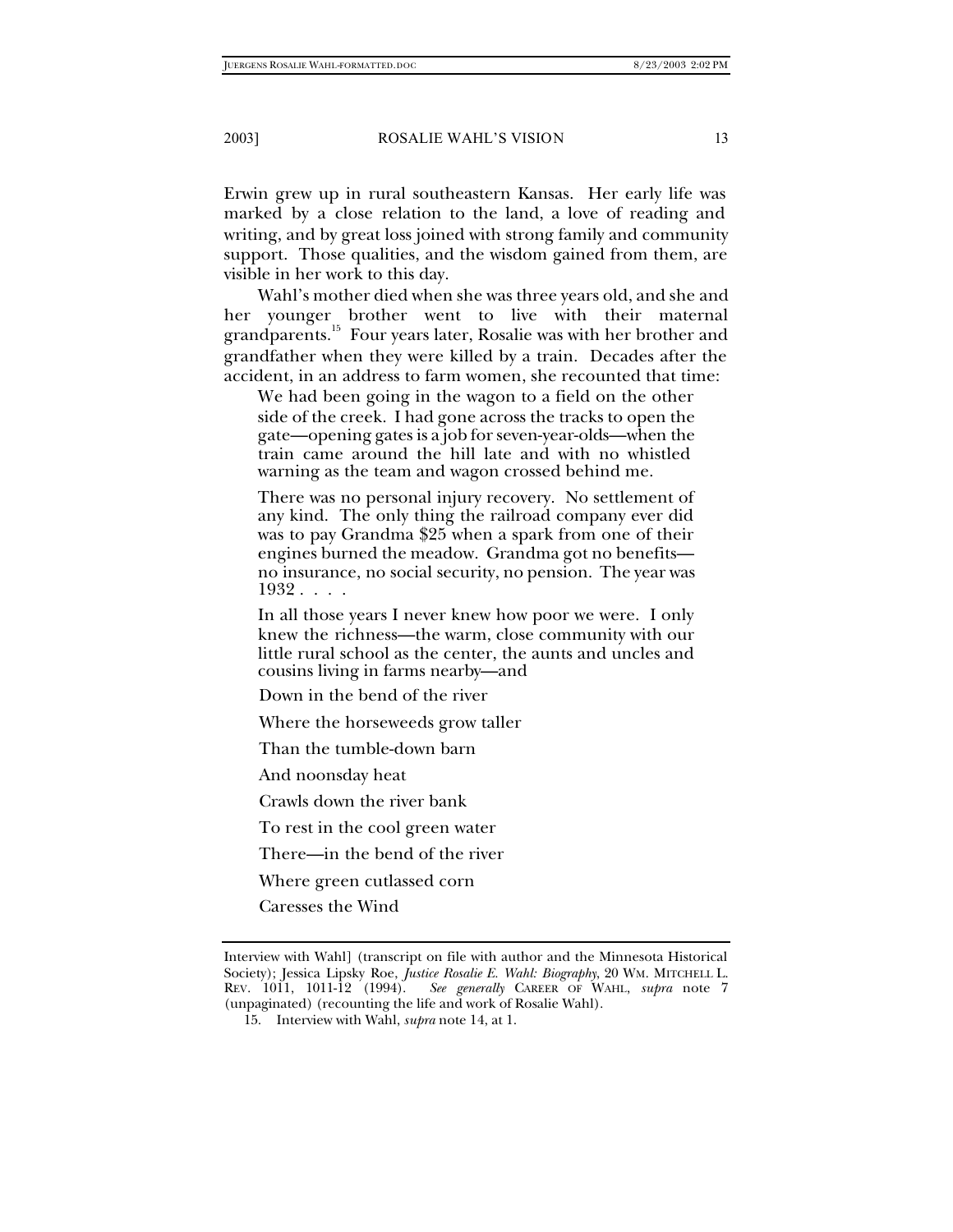Erwin grew up in rural southeastern Kansas. Her early life was marked by a close relation to the land, a love of reading and writing, and by great loss joined with strong family and community support. Those qualities, and the wisdom gained from them, are visible in her work to this day.

Wahl's mother died when she was three years old, and she and her younger brother went to live with their maternal grandparents.[15] Four years later, Rosalie was with her brother and grandfather when they were killed by a train. Decades after the accident, in an address to farm women, she recounted that time:

> We had been going in the wagon to a field on the other side of the creek. I had gone across the tracks to open the gate—opening gates is a job for seven-year-olds—when the train came around the hill late and with no whistled warning as the team and wagon crossed behind me.
>
> There was no personal injury recovery. No settlement of any kind. The only thing the railroad company ever did was to pay Grandma $25 when a spark from one of their engines burned the meadow. Grandma got no benefits—no insurance, no social security, no pension. The year was 1932 . . . .
>
> In all those years I never knew how poor we were. I only knew the richness—the warm, close community with our little rural school as the center, the aunts and uncles and cousins living in farms nearby—and
>
> Down in the bend of the river
>
> Where the horseweeds grow taller
>
> Than the tumble-down barn
>
> And noonsday heat
>
> Crawls down the river bank
>
> To rest in the cool green water
>
> There—in the bend of the river
>
> Where green cutlassed corn
>
> Caresses the Wind

---

Interview with Wahl] (transcript on file with author and the Minnesota Historical Society); Jessica Lipsky Roe, *Justice Rosalie E. Wahl: Biography*, 20 WM. MITCHELL L. REV. 1011, 1011-12 (1994). *See generally* CAREER OF WAHL, *supra* note 7 (unpaginated) (recounting the life and work of Rosalie Wahl).

15. Interview with Wahl, *supra* note 14, at 1.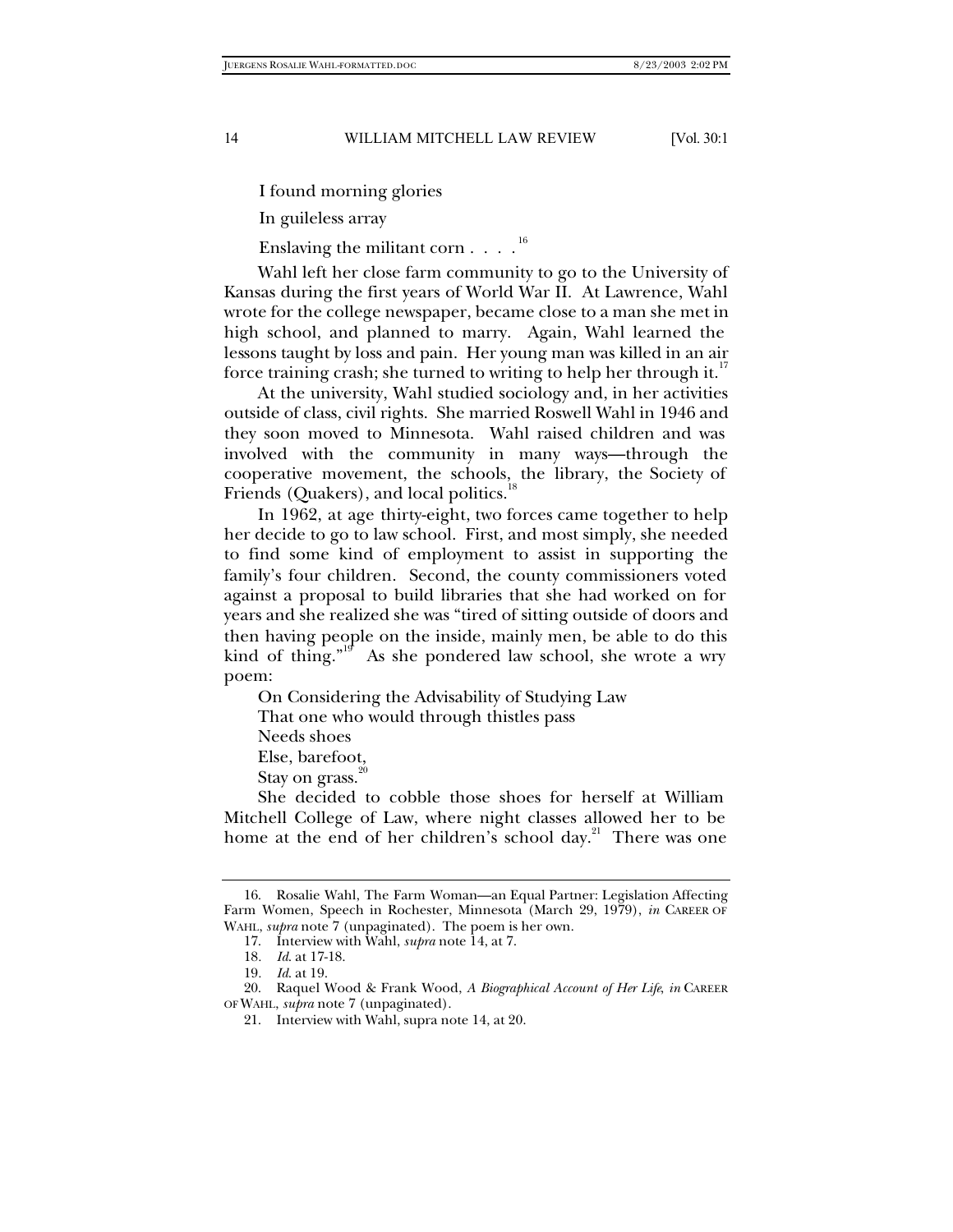I found morning glories

In guileless array

Enslaving the militant corn . . . .[16]

Wahl left her close farm community to go to the University of Kansas during the first years of World War II. At Lawrence, Wahl wrote for the college newspaper, became close to a man she met in high school, and planned to marry. Again, Wahl learned the lessons taught by loss and pain. Her young man was killed in an air force training crash; she turned to writing to help her through it.[17]

At the university, Wahl studied sociology and, in her activities outside of class, civil rights. She married Roswell Wahl in 1946 and they soon moved to Minnesota. Wahl raised children and was involved with the community in many ways—through the cooperative movement, the schools, the library, the Society of Friends (Quakers), and local politics.[18]

In 1962, at age thirty-eight, two forces came together to help her decide to go to law school. First, and most simply, she needed to find some kind of employment to assist in supporting the family's four children. Second, the county commissioners voted against a proposal to build libraries that she had worked on for years and she realized she was "tired of sitting outside of doors and then having people on the inside, mainly men, be able to do this kind of thing."[19] As she pondered law school, she wrote a wry poem:

On Considering the Advisability of Studying Law

That one who would through thistles pass

Needs shoes

Else, barefoot,

Stay on grass.[20]

She decided to cobble those shoes for herself at William Mitchell College of Law, where night classes allowed her to be home at the end of her children's school day.[21] There was one

---

16. Rosalie Wahl, The Farm Woman—an Equal Partner: Legislation Affecting Farm Women, Speech in Rochester, Minnesota (March 29, 1979), *in* CAREER OF WAHL, *supra* note 7 (unpaginated). The poem is her own.

17. Interview with Wahl, *supra* note 14, at 7.

18. *Id.* at 17-18.

19. *Id.* at 19.

20. Raquel Wood & Frank Wood, *A Biographical Account of Her Life*, *in* CAREER OF WAHL, *supra* note 7 (unpaginated).

21. Interview with Wahl, supra note 14, at 20.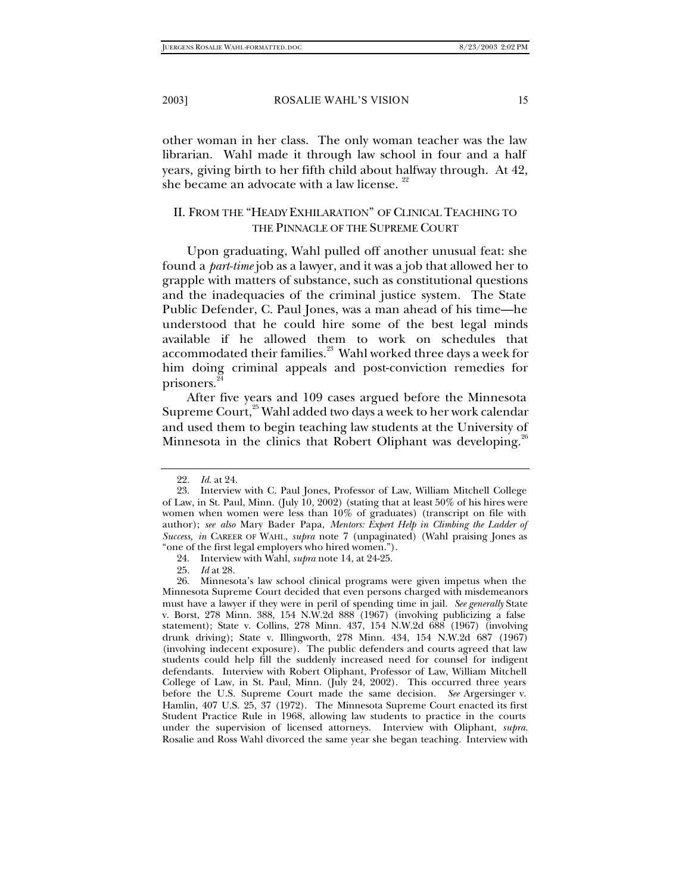other woman in her class. The only woman teacher was the law librarian. Wahl made it through law school in four and a half years, giving birth to her fifth child about halfway through. At 42, she became an advocate with a law license.[22]

## II. FROM THE "HEADY EXHILARATION" OF CLINICAL TEACHING TO THE PINNACLE OF THE SUPREME COURT

Upon graduating, Wahl pulled off another unusual feat: she found a *part-time* job as a lawyer, and it was a job that allowed her to grapple with matters of substance, such as constitutional questions and the inadequacies of the criminal justice system. The State Public Defender, C. Paul Jones, was a man ahead of his time—he understood that he could hire some of the best legal minds available if he allowed them to work on schedules that accommodated their families.[23] Wahl worked three days a week for him doing criminal appeals and post-conviction remedies for prisoners.[24]

After five years and 109 cases argued before the Minnesota Supreme Court,[25] Wahl added two days a week to her work calendar and used them to begin teaching law students at the University of Minnesota in the clinics that Robert Oliphant was developing.[26]

---

22. *Id.* at 24.

23. Interview with C. Paul Jones, Professor of Law, William Mitchell College of Law, in St. Paul, Minn. (July 10, 2002) (stating that at least 50% of his hires were women when women were less than 10% of graduates) (transcript on file with author); *see also* Mary Bader Papa, *Mentors: Expert Help in Climbing the Ladder of Success*, *in* CAREER OF WAHL, *supra* note 7 (unpaginated) (Wahl praising Jones as "one of the first legal employers who hired women.").

24. Interview with Wahl, *supra* note 14, at 24-25.

25. *Id* at 28.

26. Minnesota's law school clinical programs were given impetus when the Minnesota Supreme Court decided that even persons charged with misdemeanors must have a lawyer if they were in peril of spending time in jail. *See generally* State v. Borst, 278 Minn. 388, 154 N.W.2d 888 (1967) (involving publicizing a false statement); State v. Collins, 278 Minn. 437, 154 N.W.2d 688 (1967) (involving drunk driving); State v. Illingworth, 278 Minn. 434, 154 N.W.2d 687 (1967) (involving indecent exposure). The public defenders and courts agreed that law students could help fill the suddenly increased need for counsel for indigent defendants. Interview with Robert Oliphant, Professor of Law, William Mitchell College of Law, in St. Paul, Minn. (July 24, 2002). This occurred three years before the U.S. Supreme Court made the same decision. *See* Argersinger v. Hamlin, 407 U.S. 25, 37 (1972). The Minnesota Supreme Court enacted its first Student Practice Rule in 1968, allowing law students to practice in the courts under the supervision of licensed attorneys. Interview with Oliphant, *supra*. Rosalie and Ross Wahl divorced the same year she began teaching. Interview with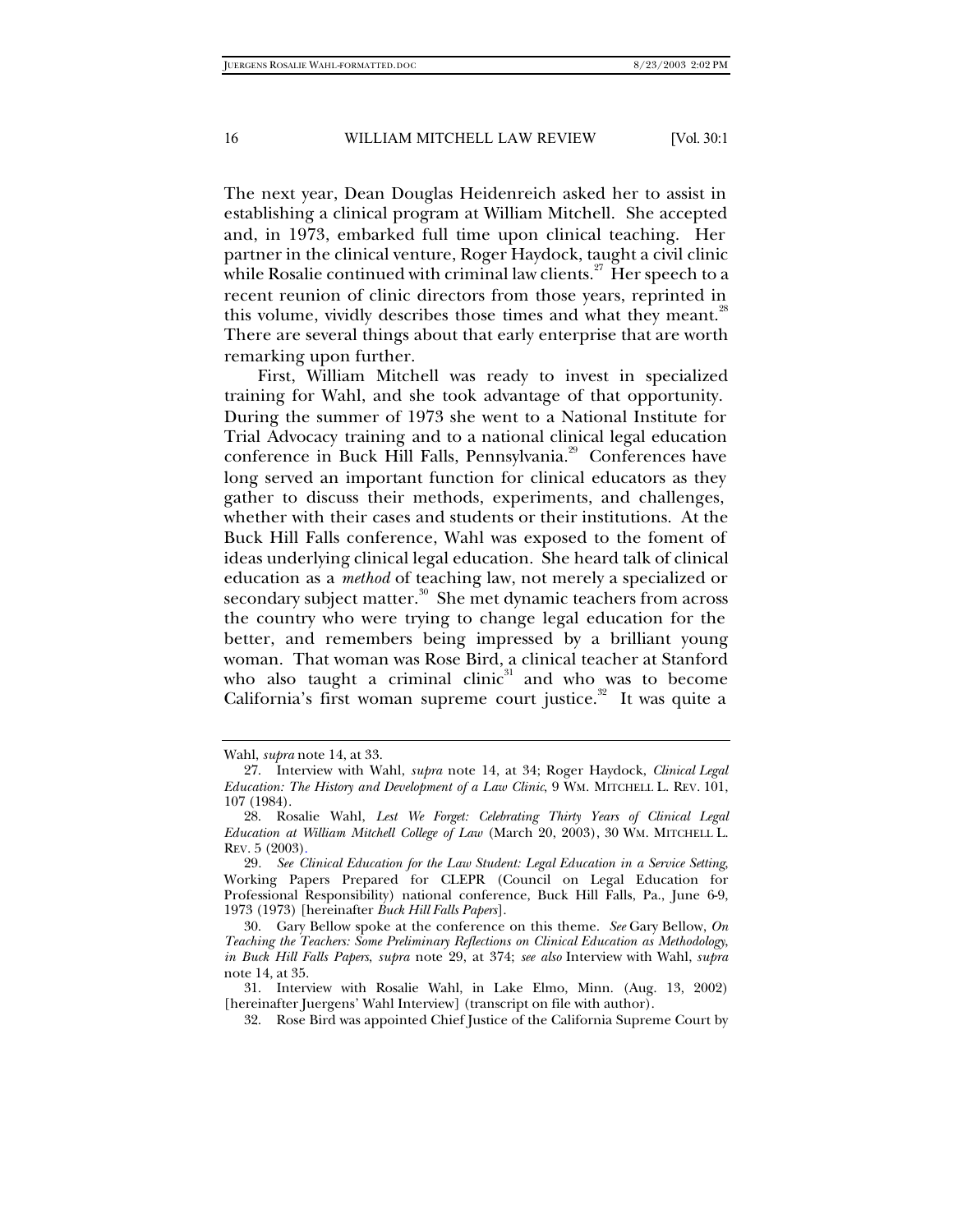The next year, Dean Douglas Heidenreich asked her to assist in establishing a clinical program at William Mitchell. She accepted and, in 1973, embarked full time upon clinical teaching. Her partner in the clinical venture, Roger Haydock, taught a civil clinic while Rosalie continued with criminal law clients.[27] Her speech to a recent reunion of clinic directors from those years, reprinted in this volume, vividly describes those times and what they meant.[28] There are several things about that early enterprise that are worth remarking upon further.

First, William Mitchell was ready to invest in specialized training for Wahl, and she took advantage of that opportunity. During the summer of 1973 she went to a National Institute for Trial Advocacy training and to a national clinical legal education conference in Buck Hill Falls, Pennsylvania.[29] Conferences have long served an important function for clinical educators as they gather to discuss their methods, experiments, and challenges, whether with their cases and students or their institutions. At the Buck Hill Falls conference, Wahl was exposed to the foment of ideas underlying clinical legal education. She heard talk of clinical education as a *method* of teaching law, not merely a specialized or secondary subject matter.[30] She met dynamic teachers from across the country who were trying to change legal education for the better, and remembers being impressed by a brilliant young woman. That woman was Rose Bird, a clinical teacher at Stanford who also taught a criminal clinic[31] and who was to become California's first woman supreme court justice.[32] It was quite a

---

Wahl, *supra* note 14, at 33.

27. Interview with Wahl, *supra* note 14, at 34; Roger Haydock, *Clinical Legal Education: The History and Development of a Law Clinic*, 9 WM. MITCHELL L. REV. 101, 107 (1984).

28. Rosalie Wahl, *Lest We Forget: Celebrating Thirty Years of Clinical Legal Education at William Mitchell College of Law* (March 20, 2003), 30 WM. MITCHELL L. REV. 5 (2003).

29. *See Clinical Education for the Law Student: Legal Education in a Service Setting*, Working Papers Prepared for CLEPR (Council on Legal Education for Professional Responsibility) national conference, Buck Hill Falls, Pa., June 6-9, 1973 (1973) [hereinafter *Buck Hill Falls Papers*].

30. Gary Bellow spoke at the conference on this theme. *See* Gary Bellow, *On Teaching the Teachers: Some Preliminary Reflections on Clinical Education as Methodology*, *in Buck Hill Falls Papers*, *supra* note 29, at 374; *see also* Interview with Wahl, *supra* note 14, at 35.

31. Interview with Rosalie Wahl, in Lake Elmo, Minn. (Aug. 13, 2002) [hereinafter Juergens' Wahl Interview] (transcript on file with author).

32. Rose Bird was appointed Chief Justice of the California Supreme Court by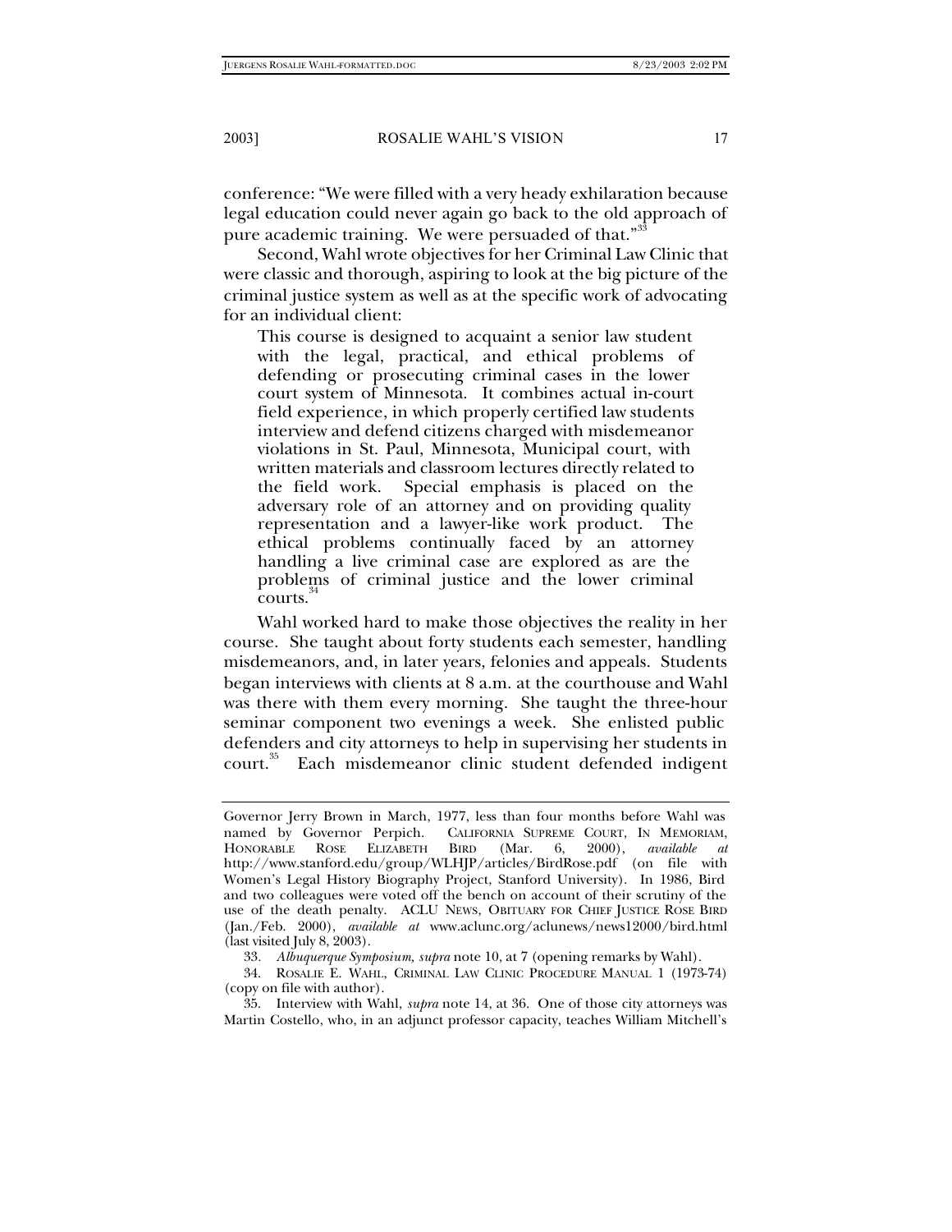conference: "We were filled with a very heady exhilaration because legal education could never again go back to the old approach of pure academic training. We were persuaded of that."[33]

Second, Wahl wrote objectives for her Criminal Law Clinic that were classic and thorough, aspiring to look at the big picture of the criminal justice system as well as at the specific work of advocating for an individual client:

> This course is designed to acquaint a senior law student with the legal, practical, and ethical problems of defending or prosecuting criminal cases in the lower court system of Minnesota. It combines actual in-court field experience, in which properly certified law students interview and defend citizens charged with misdemeanor violations in St. Paul, Minnesota, Municipal court, with written materials and classroom lectures directly related to the field work. Special emphasis is placed on the adversary role of an attorney and on providing quality representation and a lawyer-like work product. The ethical problems continually faced by an attorney handling a live criminal case are explored as are the problems of criminal justice and the lower criminal courts.[34]

Wahl worked hard to make those objectives the reality in her course. She taught about forty students each semester, handling misdemeanors, and, in later years, felonies and appeals. Students began interviews with clients at 8 a.m. at the courthouse and Wahl was there with them every morning. She taught the three-hour seminar component two evenings a week. She enlisted public defenders and city attorneys to help in supervising her students in court.[35] Each misdemeanor clinic student defended indigent

---

Governor Jerry Brown in March, 1977, less than four months before Wahl was named by Governor Perpich. CALIFORNIA SUPREME COURT, IN MEMORIAM, HONORABLE ROSE ELIZABETH BIRD (Mar. 6, 2000), *available at* http://www.stanford.edu/group/WLHJP/articles/BirdRose.pdf (on file with Women's Legal History Biography Project, Stanford University). In 1986, Bird and two colleagues were voted off the bench on account of their scrutiny of the use of the death penalty. ACLU NEWS, OBITUARY FOR CHIEF JUSTICE ROSE BIRD (Jan./Feb. 2000), *available at* www.aclunc.org/aclunews/news12000/bird.html (last visited July 8, 2003).

33. *Albuquerque Symposium, supra* note 10, at 7 (opening remarks by Wahl).

34. ROSALIE E. WAHL, CRIMINAL LAW CLINIC PROCEDURE MANUAL 1 (1973-74) (copy on file with author).

35. Interview with Wahl, *supra* note 14, at 36. One of those city attorneys was Martin Costello, who, in an adjunct professor capacity, teaches William Mitchell's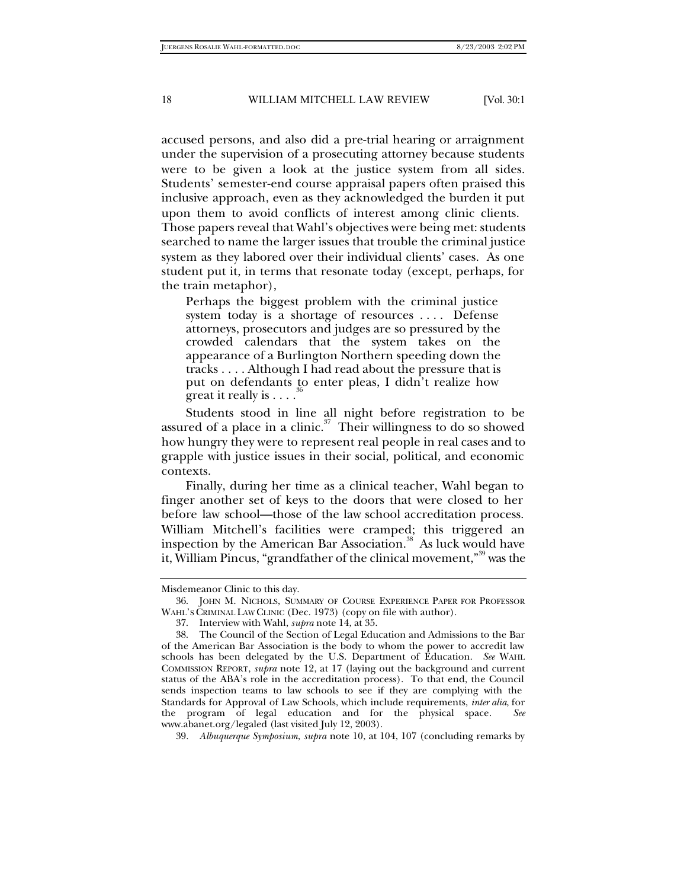accused persons, and also did a pre-trial hearing or arraignment under the supervision of a prosecuting attorney because students were to be given a look at the justice system from all sides. Students' semester-end course appraisal papers often praised this inclusive approach, even as they acknowledged the burden it put upon them to avoid conflicts of interest among clinic clients. Those papers reveal that Wahl's objectives were being met: students searched to name the larger issues that trouble the criminal justice system as they labored over their individual clients' cases. As one student put it, in terms that resonate today (except, perhaps, for the train metaphor),

> Perhaps the biggest problem with the criminal justice system today is a shortage of resources . . . . Defense attorneys, prosecutors and judges are so pressured by the crowded calendars that the system takes on the appearance of a Burlington Northern speeding down the tracks . . . . Although I had read about the pressure that is put on defendants to enter pleas, I didn't realize how great it really is . . . .[36]

Students stood in line all night before registration to be assured of a place in a clinic.[37] Their willingness to do so showed how hungry they were to represent real people in real cases and to grapple with justice issues in their social, political, and economic contexts.

Finally, during her time as a clinical teacher, Wahl began to finger another set of keys to the doors that were closed to her before law school—those of the law school accreditation process. William Mitchell's facilities were cramped; this triggered an inspection by the American Bar Association.[38] As luck would have it, William Pincus, "grandfather of the clinical movement,"[39] was the

---

Misdemeanor Clinic to this day.

36. JOHN M. NICHOLS, SUMMARY OF COURSE EXPERIENCE PAPER FOR PROFESSOR WAHL'S CRIMINAL LAW CLINIC (Dec. 1973) (copy on file with author).

37. Interview with Wahl, *supra* note 14, at 35.

38. The Council of the Section of Legal Education and Admissions to the Bar of the American Bar Association is the body to whom the power to accredit law schools has been delegated by the U.S. Department of Education. *See* WAHL COMMISSION REPORT, *supra* note 12, at 17 (laying out the background and current status of the ABA's role in the accreditation process). To that end, the Council sends inspection teams to law schools to see if they are complying with the Standards for Approval of Law Schools, which include requirements, *inter alia*, for the program of legal education and for the physical space. *See* www.abanet.org/legaled (last visited July 12, 2003).

39. *Albuquerque Symposium*, *supra* note 10, at 104, 107 (concluding remarks by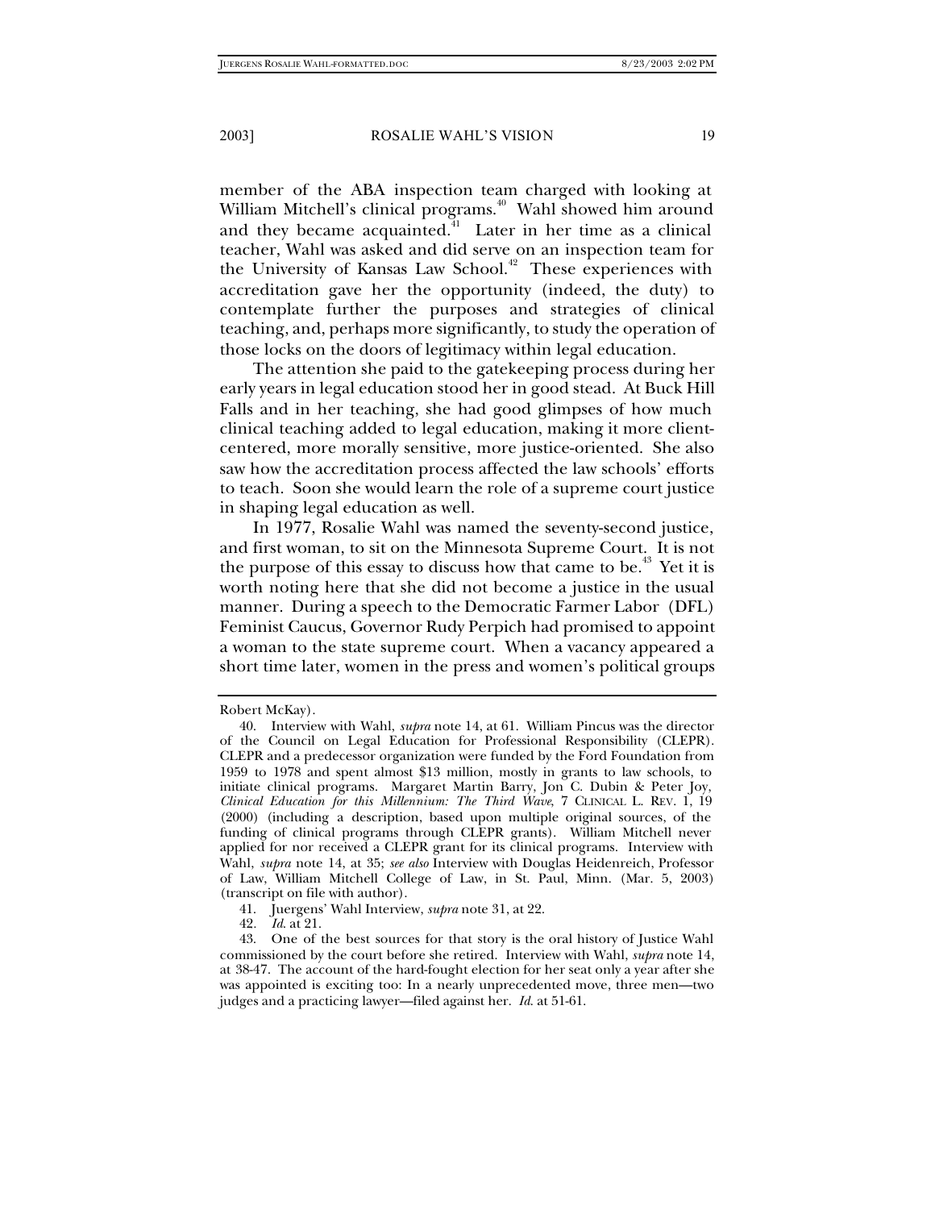member of the ABA inspection team charged with looking at William Mitchell's clinical programs.[40] Wahl showed him around and they became acquainted.[41] Later in her time as a clinical teacher, Wahl was asked and did serve on an inspection team for the University of Kansas Law School.[42] These experiences with accreditation gave her the opportunity (indeed, the duty) to contemplate further the purposes and strategies of clinical teaching, and, perhaps more significantly, to study the operation of those locks on the doors of legitimacy within legal education.

The attention she paid to the gatekeeping process during her early years in legal education stood her in good stead. At Buck Hill Falls and in her teaching, she had good glimpses of how much clinical teaching added to legal education, making it more client-centered, more morally sensitive, more justice-oriented. She also saw how the accreditation process affected the law schools' efforts to teach. Soon she would learn the role of a supreme court justice in shaping legal education as well.

In 1977, Rosalie Wahl was named the seventy-second justice, and first woman, to sit on the Minnesota Supreme Court. It is not the purpose of this essay to discuss how that came to be.[43] Yet it is worth noting here that she did not become a justice in the usual manner. During a speech to the Democratic Farmer Labor (DFL) Feminist Caucus, Governor Rudy Perpich had promised to appoint a woman to the state supreme court. When a vacancy appeared a short time later, women in the press and women's political groups

---

Robert McKay).

40. Interview with Wahl, *supra* note 14, at 61. William Pincus was the director of the Council on Legal Education for Professional Responsibility (CLEPR). CLEPR and a predecessor organization were funded by the Ford Foundation from 1959 to 1978 and spent almost $13 million, mostly in grants to law schools, to initiate clinical programs. Margaret Martin Barry, Jon C. Dubin & Peter Joy, *Clinical Education for this Millennium: The Third Wave*, 7 CLINICAL L. REV. 1, 19 (2000) (including a description, based upon multiple original sources, of the funding of clinical programs through CLEPR grants). William Mitchell never applied for nor received a CLEPR grant for its clinical programs. Interview with Wahl, *supra* note 14, at 35; *see also* Interview with Douglas Heidenreich, Professor of Law, William Mitchell College of Law, in St. Paul, Minn. (Mar. 5, 2003) (transcript on file with author).

41. Juergens' Wahl Interview, *supra* note 31, at 22.

42. *Id.* at 21.

43. One of the best sources for that story is the oral history of Justice Wahl commissioned by the court before she retired. Interview with Wahl, *supra* note 14, at 38-47. The account of the hard-fought election for her seat only a year after she was appointed is exciting too: In a nearly unprecedented move, three men—two judges and a practicing lawyer—filed against her. *Id.* at 51-61.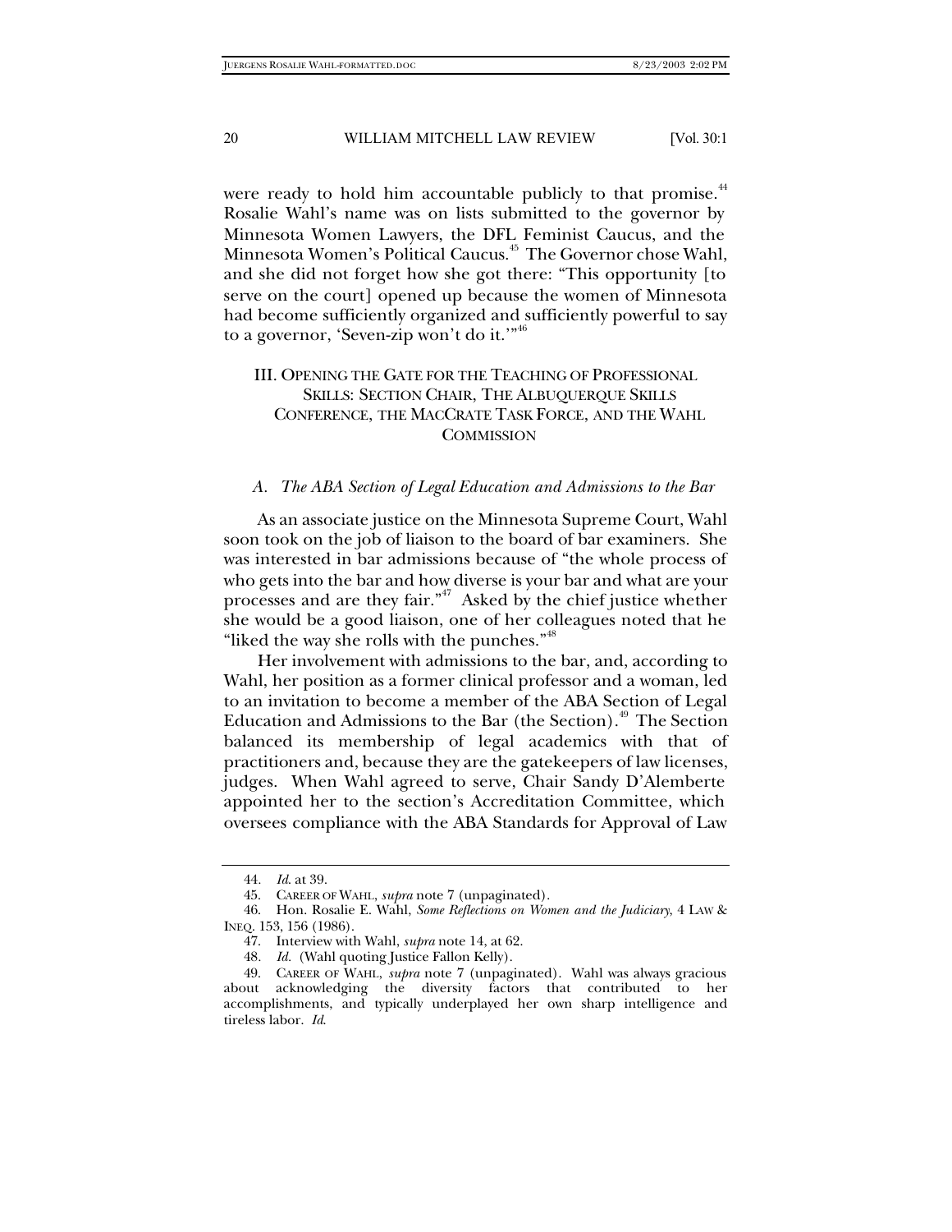were ready to hold him accountable publicly to that promise.[44] Rosalie Wahl's name was on lists submitted to the governor by Minnesota Women Lawyers, the DFL Feminist Caucus, and the Minnesota Women's Political Caucus.[45] The Governor chose Wahl, and she did not forget how she got there: "This opportunity [to serve on the court] opened up because the women of Minnesota had become sufficiently organized and sufficiently powerful to say to a governor, 'Seven-zip won't do it.'"[46]

## III. OPENING THE GATE FOR THE TEACHING OF PROFESSIONAL SKILLS: SECTION CHAIR, THE ALBUQUERQUE SKILLS CONFERENCE, THE MACCRATE TASK FORCE, AND THE WAHL COMMISSION

### *A. The ABA Section of Legal Education and Admissions to the Bar*

As an associate justice on the Minnesota Supreme Court, Wahl soon took on the job of liaison to the board of bar examiners. She was interested in bar admissions because of "the whole process of who gets into the bar and how diverse is your bar and what are your processes and are they fair."[47] Asked by the chief justice whether she would be a good liaison, one of her colleagues noted that he "liked the way she rolls with the punches."[48]

Her involvement with admissions to the bar, and, according to Wahl, her position as a former clinical professor and a woman, led to an invitation to become a member of the ABA Section of Legal Education and Admissions to the Bar (the Section).[49] The Section balanced its membership of legal academics with that of practitioners and, because they are the gatekeepers of law licenses, judges. When Wahl agreed to serve, Chair Sandy D'Alemberte appointed her to the section's Accreditation Committee, which oversees compliance with the ABA Standards for Approval of Law

---

44. *Id.* at 39.

45. CAREER OF WAHL, *supra* note 7 (unpaginated).

46. Hon. Rosalie E. Wahl, *Some Reflections on Women and the Judiciary*, 4 LAW & INEQ. 153, 156 (1986).

47. Interview with Wahl, *supra* note 14, at 62.

48. *Id.* (Wahl quoting Justice Fallon Kelly).

49. CAREER OF WAHL, *supra* note 7 (unpaginated). Wahl was always gracious about acknowledging the diversity factors that contributed to her accomplishments, and typically underplayed her own sharp intelligence and tireless labor. *Id.*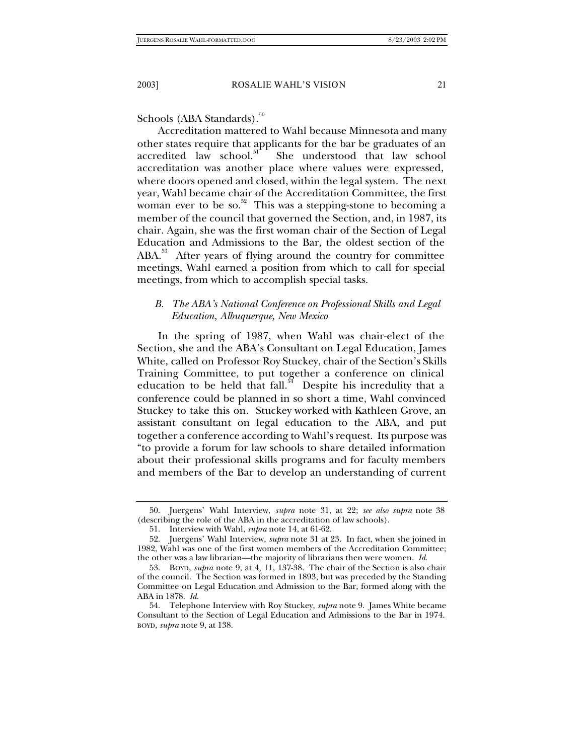Schools (ABA Standards).[50]

Accreditation mattered to Wahl because Minnesota and many other states require that applicants for the bar be graduates of an accredited law school.[51] She understood that law school accreditation was another place where values were expressed, where doors opened and closed, within the legal system. The next year, Wahl became chair of the Accreditation Committee, the first woman ever to be so.[52] This was a stepping-stone to becoming a member of the council that governed the Section, and, in 1987, its chair. Again, she was the first woman chair of the Section of Legal Education and Admissions to the Bar, the oldest section of the ABA.[53] After years of flying around the country for committee meetings, Wahl earned a position from which to call for special meetings, from which to accomplish special tasks.

### *B. The ABA's National Conference on Professional Skills and Legal Education, Albuquerque, New Mexico*

In the spring of 1987, when Wahl was chair-elect of the Section, she and the ABA's Consultant on Legal Education, James White, called on Professor Roy Stuckey, chair of the Section's Skills Training Committee, to put together a conference on clinical education to be held that fall.[54] Despite his incredulity that a conference could be planned in so short a time, Wahl convinced Stuckey to take this on. Stuckey worked with Kathleen Grove, an assistant consultant on legal education to the ABA, and put together a conference according to Wahl's request. Its purpose was "to provide a forum for law schools to share detailed information about their professional skills programs and for faculty members and members of the Bar to develop an understanding of current

---

50. Juergens' Wahl Interview, *supra* note 31, at 22; *see also supra* note 38 (describing the role of the ABA in the accreditation of law schools).

51. Interview with Wahl, *supra* note 14, at 61-62.

52. Juergens' Wahl Interview, *supra* note 31 at 23. In fact, when she joined in 1982, Wahl was one of the first women members of the Accreditation Committee; the other was a law librarian—the majority of librarians then were women. *Id.*

53. BOYD, *supra* note 9, at 4, 11, 137-38. The chair of the Section is also chair of the council. The Section was formed in 1893, but was preceded by the Standing Committee on Legal Education and Admission to the Bar, formed along with the ABA in 1878. *Id.*

54. Telephone Interview with Roy Stuckey, *supra* note 9. James White became Consultant to the Section of Legal Education and Admissions to the Bar in 1974. BOYD, *supra* note 9, at 138.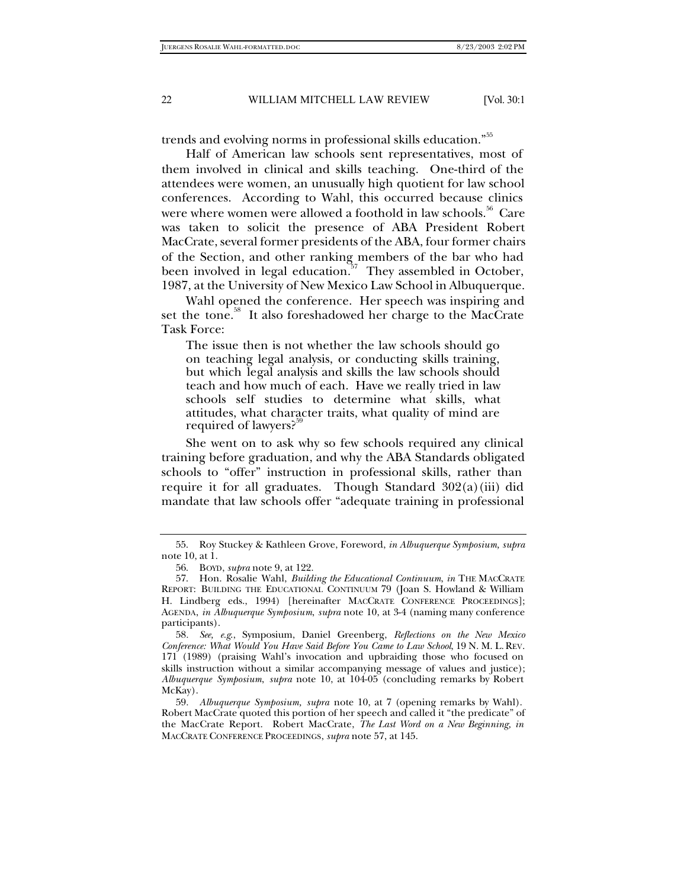trends and evolving norms in professional skills education."[55]

Half of American law schools sent representatives, most of them involved in clinical and skills teaching. One-third of the attendees were women, an unusually high quotient for law school conferences. According to Wahl, this occurred because clinics were where women were allowed a foothold in law schools.[56] Care was taken to solicit the presence of ABA President Robert MacCrate, several former presidents of the ABA, four former chairs of the Section, and other ranking members of the bar who had been involved in legal education.[57] They assembled in October, 1987, at the University of New Mexico Law School in Albuquerque.

Wahl opened the conference. Her speech was inspiring and set the tone.[58] It also foreshadowed her charge to the MacCrate Task Force:

> The issue then is not whether the law schools should go on teaching legal analysis, or conducting skills training, but which legal analysis and skills the law schools should teach and how much of each. Have we really tried in law schools self studies to determine what skills, what attitudes, what character traits, what quality of mind are required of lawyers?[59]

She went on to ask why so few schools required any clinical training before graduation, and why the ABA Standards obligated schools to "offer" instruction in professional skills, rather than require it for all graduates. Though Standard 302(a)(iii) did mandate that law schools offer "adequate training in professional

---

55. Roy Stuckey & Kathleen Grove, Foreword, *in Albuquerque Symposium*, *supra* note 10, at 1.

56. BOYD, *supra* note 9, at 122.

57. Hon. Rosalie Wahl, *Building the Educational Continuum*, *in* THE MACCRATE REPORT: BUILDING THE EDUCATIONAL CONTINUUM 79 (Joan S. Howland & William H. Lindberg eds., 1994) [hereinafter MACCRATE CONFERENCE PROCEEDINGS]; AGENDA, *in Albuquerque Symposium*, *supra* note 10, at 3-4 (naming many conference participants).

58. *See, e.g.*, Symposium, Daniel Greenberg, *Reflections on the New Mexico Conference: What Would You Have Said Before You Came to Law School*, 19 N. M. L. REV. 171 (1989) (praising Wahl's invocation and upbraiding those who focused on skills instruction without a similar accompanying message of values and justice); *Albuquerque Symposium*, *supra* note 10, at 104-05 (concluding remarks by Robert McKay).

59. *Albuquerque Symposium*, *supra* note 10, at 7 (opening remarks by Wahl). Robert MacCrate quoted this portion of her speech and called it "the predicate" of the MacCrate Report. Robert MacCrate, *The Last Word on a New Beginning*, *in* MACCRATE CONFERENCE PROCEEDINGS, *supra* note 57, at 145.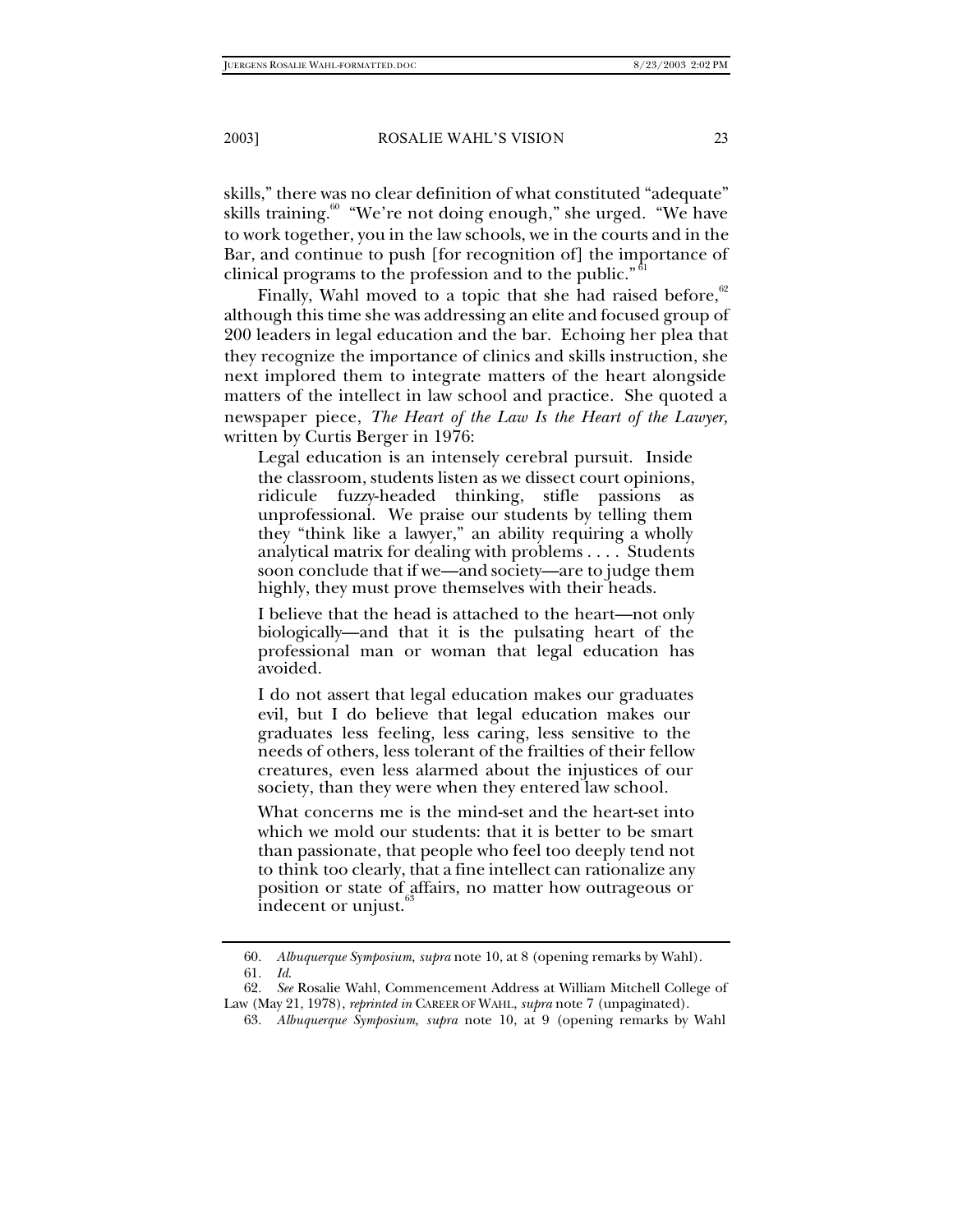skills," there was no clear definition of what constituted "adequate" skills training.[60] "We're not doing enough," she urged. "We have to work together, you in the law schools, we in the courts and in the Bar, and continue to push [for recognition of] the importance of clinical programs to the profession and to the public."[61]

Finally, Wahl moved to a topic that she had raised before,[62] although this time she was addressing an elite and focused group of 200 leaders in legal education and the bar. Echoing her plea that they recognize the importance of clinics and skills instruction, she next implored them to integrate matters of the heart alongside matters of the intellect in law school and practice. She quoted a newspaper piece, *The Heart of the Law Is the Heart of the Lawyer,* written by Curtis Berger in 1976:

> Legal education is an intensely cerebral pursuit. Inside the classroom, students listen as we dissect court opinions, ridicule fuzzy-headed thinking, stifle passions as unprofessional. We praise our students by telling them they "think like a lawyer," an ability requiring a wholly analytical matrix for dealing with problems . . . . Students soon conclude that if we—and society—are to judge them highly, they must prove themselves with their heads.
>
> I believe that the head is attached to the heart—not only biologically—and that it is the pulsating heart of the professional man or woman that legal education has avoided.
>
> I do not assert that legal education makes our graduates evil, but I do believe that legal education makes our graduates less feeling, less caring, less sensitive to the needs of others, less tolerant of the frailties of their fellow creatures, even less alarmed about the injustices of our society, than they were when they entered law school.
>
> What concerns me is the mind-set and the heart-set into which we mold our students: that it is better to be smart than passionate, that people who feel too deeply tend not to think too clearly, that a fine intellect can rationalize any position or state of affairs, no matter how outrageous or indecent or unjust.[63]

---

60. *Albuquerque Symposium, supra* note 10, at 8 (opening remarks by Wahl).

61. *Id.*

62. *See* Rosalie Wahl, Commencement Address at William Mitchell College of Law (May 21, 1978), *reprinted in* CAREER OF WAHL, *supra* note 7 (unpaginated).

63. *Albuquerque Symposium, supra* note 10, at 9 (opening remarks by Wahl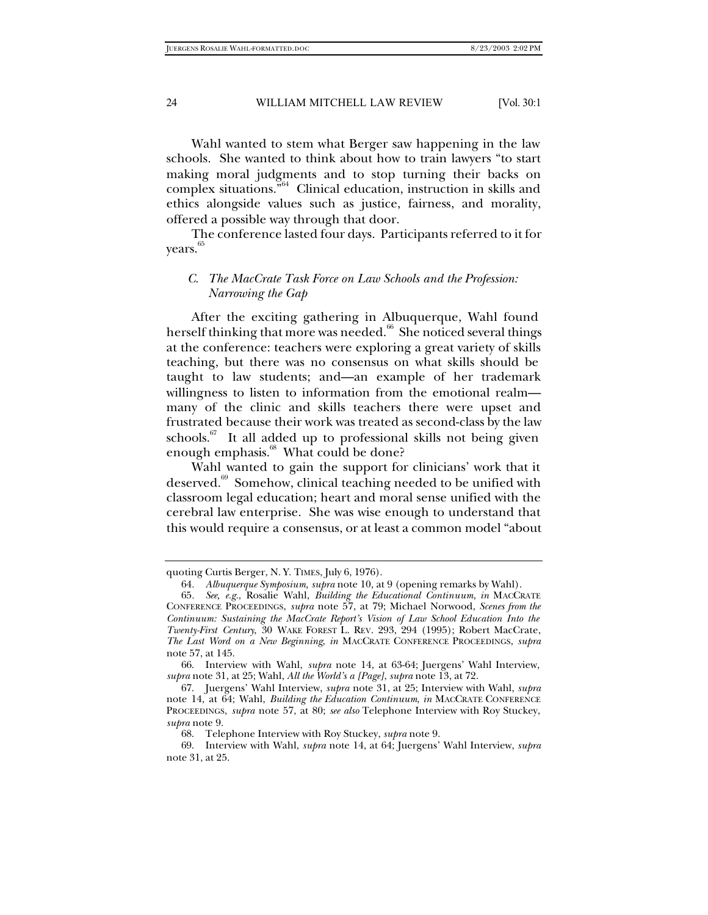Wahl wanted to stem what Berger saw happening in the law schools. She wanted to think about how to train lawyers "to start making moral judgments and to stop turning their backs on complex situations."[64] Clinical education, instruction in skills and ethics alongside values such as justice, fairness, and morality, offered a possible way through that door.

The conference lasted four days. Participants referred to it for years.[65]

### *C. The MacCrate Task Force on Law Schools and the Profession: Narrowing the Gap*

After the exciting gathering in Albuquerque, Wahl found herself thinking that more was needed.[66] She noticed several things at the conference: teachers were exploring a great variety of skills teaching, but there was no consensus on what skills should be taught to law students; and—an example of her trademark willingness to listen to information from the emotional realm—many of the clinic and skills teachers there were upset and frustrated because their work was treated as second-class by the law schools.[67] It all added up to professional skills not being given enough emphasis.[68] What could be done?

Wahl wanted to gain the support for clinicians' work that it deserved.[69] Somehow, clinical teaching needed to be unified with classroom legal education; heart and moral sense unified with the cerebral law enterprise. She was wise enough to understand that this would require a consensus, or at least a common model "about

---

quoting Curtis Berger, N. Y. TIMES, July 6, 1976).

64. *Albuquerque Symposium*, *supra* note 10, at 9 (opening remarks by Wahl).

65. *See, e.g.*, Rosalie Wahl, *Building the Educational Continuum*, *in* MACCRATE CONFERENCE PROCEEDINGS, *supra* note 57, at 79; Michael Norwood, *Scenes from the Continuum: Sustaining the MacCrate Report's Vision of Law School Education Into the Twenty-First Century*, 30 WAKE FOREST L. REV. 293, 294 (1995); Robert MacCrate, *The Last Word on a New Beginning*, *in* MACCRATE CONFERENCE PROCEEDINGS, *supra* note 57, at 145.

66. Interview with Wahl, *supra* note 14, at 63-64; Juergens' Wahl Interview, *supra* note 31, at 25; Wahl, *All the World's a [Page]*, *supra* note 13, at 72.

67. Juergens' Wahl Interview, *supra* note 31, at 25; Interview with Wahl, *supra* note 14, at 64; Wahl, *Building the Education Continuum*, *in* MACCRATE CONFERENCE PROCEEDINGS, *supra* note 57, at 80; *see also* Telephone Interview with Roy Stuckey, *supra* note 9.

68. Telephone Interview with Roy Stuckey, *supra* note 9.

69. Interview with Wahl, *supra* note 14, at 64; Juergens' Wahl Interview, *supra* note 31, at 25.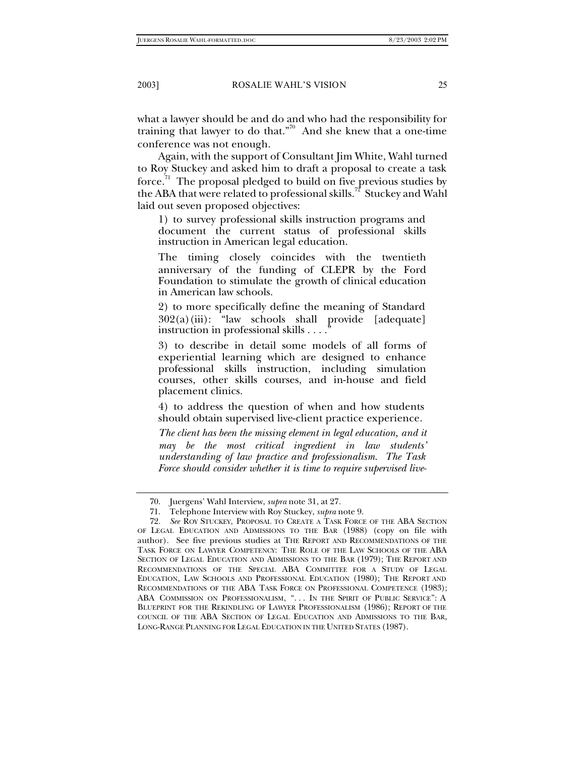what a lawyer should be and do and who had the responsibility for training that lawyer to do that."[70] And she knew that a one-time conference was not enough.

Again, with the support of Consultant Jim White, Wahl turned to Roy Stuckey and asked him to draft a proposal to create a task force.[71] The proposal pledged to build on five previous studies by the ABA that were related to professional skills.[72] Stuckey and Wahl laid out seven proposed objectives:

> 1) to survey professional skills instruction programs and document the current status of professional skills instruction in American legal education.
>
> The timing closely coincides with the twentieth anniversary of the funding of CLEPR by the Ford Foundation to stimulate the growth of clinical education in American law schools.
>
> 2) to more specifically define the meaning of Standard 302(a)(iii): "law schools shall provide [adequate] instruction in professional skills . . . ."
>
> 3) to describe in detail some models of all forms of experiential learning which are designed to enhance professional skills instruction, including simulation courses, other skills courses, and in-house and field placement clinics.
>
> 4) to address the question of when and how students should obtain supervised live-client practice experience.
>
> *The client has been the missing element in legal education, and it may be the most critical ingredient in law students' understanding of law practice and professionalism. The Task Force should consider whether it is time to require supervised live-*

---

70. Juergens' Wahl Interview, *supra* note 31, at 27.

71. Telephone Interview with Roy Stuckey, *supra* note 9.

72. *See* ROY STUCKEY, PROPOSAL TO CREATE A TASK FORCE OF THE ABA SECTION OF LEGAL EDUCATION AND ADMISSIONS TO THE BAR (1988) (copy on file with author). See five previous studies at THE REPORT AND RECOMMENDATIONS OF THE TASK FORCE ON LAWYER COMPETENCY: THE ROLE OF THE LAW SCHOOLS OF THE ABA SECTION OF LEGAL EDUCATION AND ADMISSIONS TO THE BAR (1979); THE REPORT AND RECOMMENDATIONS OF THE SPECIAL ABA COMMITTEE FOR A STUDY OF LEGAL EDUCATION, LAW SCHOOLS AND PROFESSIONAL EDUCATION (1980); THE REPORT AND RECOMMENDATIONS OF THE ABA TASK FORCE ON PROFESSIONAL COMPETENCE (1983); ABA COMMISSION ON PROFESSIONALISM, ". . . IN THE SPIRIT OF PUBLIC SERVICE": A BLUEPRINT FOR THE REKINDLING OF LAWYER PROFESSIONALISM (1986); REPORT OF THE COUNCIL OF THE ABA SECTION OF LEGAL EDUCATION AND ADMISSIONS TO THE BAR, LONG-RANGE PLANNING FOR LEGAL EDUCATION IN THE UNITED STATES (1987).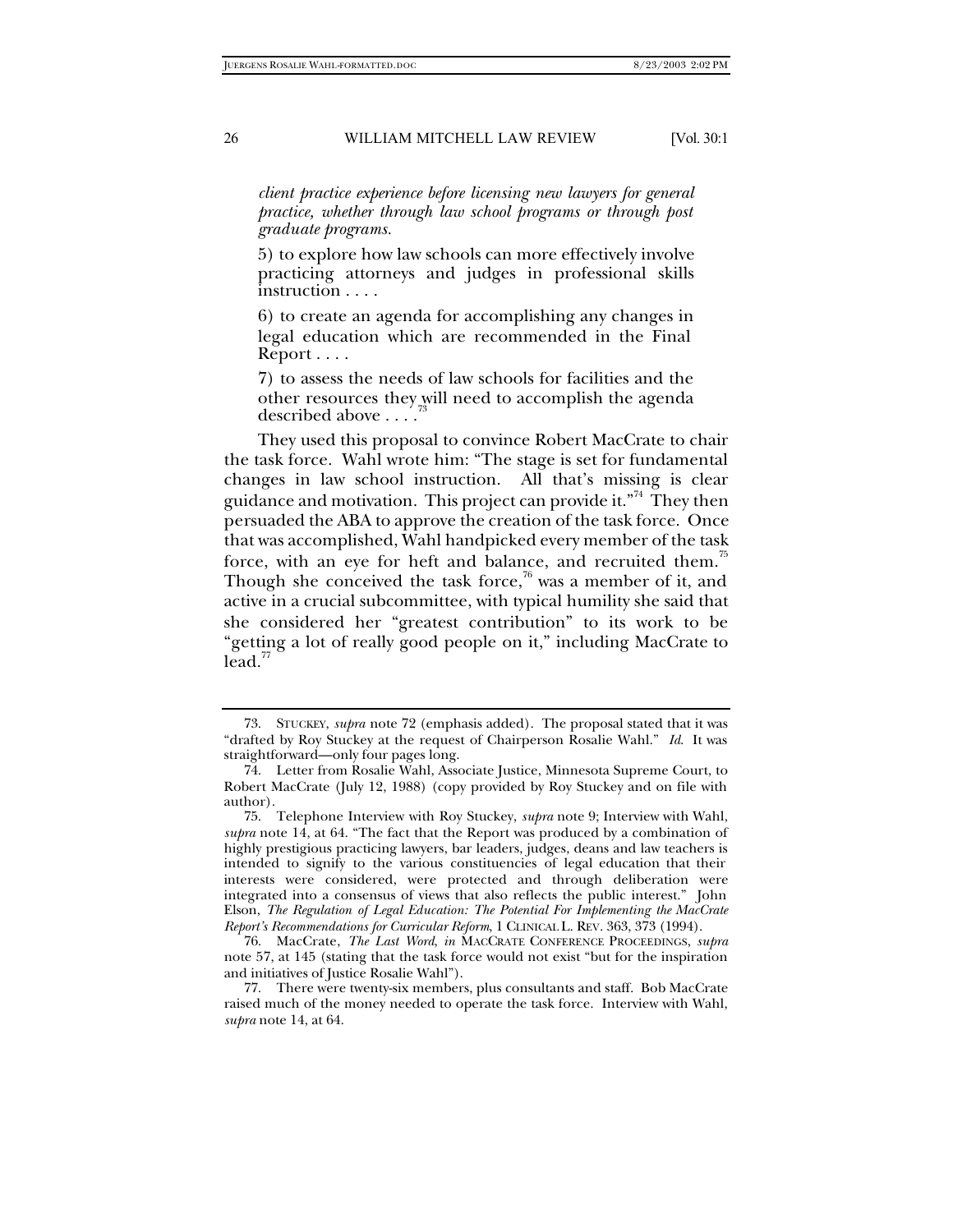> *client practice experience before licensing new lawyers for general practice, whether through law school programs or through post graduate programs.*
>
> 5) to explore how law schools can more effectively involve practicing attorneys and judges in professional skills instruction . . . .
>
> 6) to create an agenda for accomplishing any changes in legal education which are recommended in the Final Report . . . .
>
> 7) to assess the needs of law schools for facilities and the other resources they will need to accomplish the agenda described above . . . .[73]

They used this proposal to convince Robert MacCrate to chair the task force. Wahl wrote him: "The stage is set for fundamental changes in law school instruction. All that's missing is clear guidance and motivation. This project can provide it."[74] They then persuaded the ABA to approve the creation of the task force. Once that was accomplished, Wahl handpicked every member of the task force, with an eye for heft and balance, and recruited them.[75] Though she conceived the task force,[76] was a member of it, and active in a crucial subcommittee, with typical humility she said that she considered her "greatest contribution" to its work to be "getting a lot of really good people on it," including MacCrate to lead.[77]

---

73. STUCKEY, *supra* note 72 (emphasis added). The proposal stated that it was "drafted by Roy Stuckey at the request of Chairperson Rosalie Wahl." *Id.* It was straightforward—only four pages long.

74. Letter from Rosalie Wahl, Associate Justice, Minnesota Supreme Court, to Robert MacCrate (July 12, 1988) (copy provided by Roy Stuckey and on file with author).

75. Telephone Interview with Roy Stuckey, *supra* note 9; Interview with Wahl, *supra* note 14, at 64. "The fact that the Report was produced by a combination of highly prestigious practicing lawyers, bar leaders, judges, deans and law teachers is intended to signify to the various constituencies of legal education that their interests were considered, were protected and through deliberation were integrated into a consensus of views that also reflects the public interest." John Elson, *The Regulation of Legal Education: The Potential For Implementing the MacCrate Report's Recommendations for Curricular Reform*, 1 CLINICAL L. REV. 363, 373 (1994).

76. MacCrate, *The Last Word*, *in* MACCRATE CONFERENCE PROCEEDINGS, *supra* note 57, at 145 (stating that the task force would not exist "but for the inspiration and initiatives of Justice Rosalie Wahl").

77. There were twenty-six members, plus consultants and staff. Bob MacCrate raised much of the money needed to operate the task force. Interview with Wahl, *supra* note 14, at 64.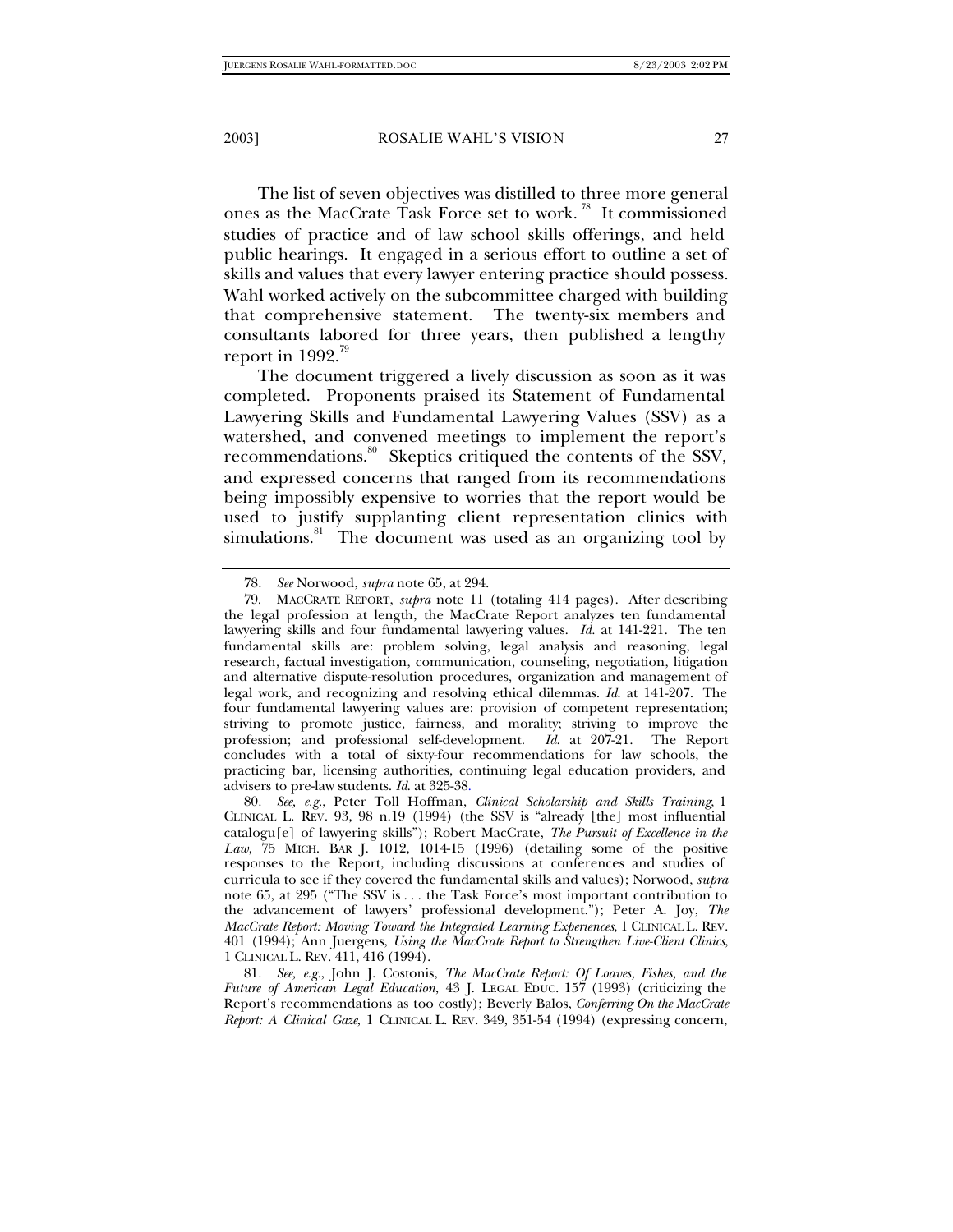The list of seven objectives was distilled to three more general ones as the MacCrate Task Force set to work.[78] It commissioned studies of practice and of law school skills offerings, and held public hearings. It engaged in a serious effort to outline a set of skills and values that every lawyer entering practice should possess. Wahl worked actively on the subcommittee charged with building that comprehensive statement. The twenty-six members and consultants labored for three years, then published a lengthy report in 1992.[79]

The document triggered a lively discussion as soon as it was completed. Proponents praised its Statement of Fundamental Lawyering Skills and Fundamental Lawyering Values (SSV) as a watershed, and convened meetings to implement the report's recommendations.[80] Skeptics critiqued the contents of the SSV, and expressed concerns that ranged from its recommendations being impossibly expensive to worries that the report would be used to justify supplanting client representation clinics with simulations.[81] The document was used as an organizing tool by

---

78. *See* Norwood, *supra* note 65, at 294.

79. MACCRATE REPORT, *supra* note 11 (totaling 414 pages). After describing the legal profession at length, the MacCrate Report analyzes ten fundamental lawyering skills and four fundamental lawyering values. *Id.* at 141-221. The ten fundamental skills are: problem solving, legal analysis and reasoning, legal research, factual investigation, communication, counseling, negotiation, litigation and alternative dispute-resolution procedures, organization and management of legal work, and recognizing and resolving ethical dilemmas. *Id.* at 141-207. The four fundamental lawyering values are: provision of competent representation; striving to promote justice, fairness, and morality; striving to improve the profession; and professional self-development. *Id.* at 207-21. The Report concludes with a total of sixty-four recommendations for law schools, the practicing bar, licensing authorities, continuing legal education providers, and advisers to pre-law students. *Id.* at 325-38.

80. *See, e.g.*, Peter Toll Hoffman, *Clinical Scholarship and Skills Training*, 1 CLINICAL L. REV. 93, 98 n.19 (1994) (the SSV is "already [the] most influential catalogu[e] of lawyering skills"); Robert MacCrate, *The Pursuit of Excellence in the Law*, 75 MICH. BAR J. 1012, 1014-15 (1996) (detailing some of the positive responses to the Report, including discussions at conferences and studies of curricula to see if they covered the fundamental skills and values); Norwood, *supra* note 65, at 295 ("The SSV is . . . the Task Force's most important contribution to the advancement of lawyers' professional development."); Peter A. Joy, *The MacCrate Report: Moving Toward the Integrated Learning Experiences*, 1 CLINICAL L. REV. 401 (1994); Ann Juergens, *Using the MacCrate Report to Strengthen Live-Client Clinics*, 1 CLINICAL L. REV. 411, 416 (1994).

81. *See, e.g.*, John J. Costonis, *The MacCrate Report: Of Loaves, Fishes, and the Future of American Legal Education*, 43 J. LEGAL EDUC. 157 (1993) (criticizing the Report's recommendations as too costly); Beverly Balos, *Conferring On the MacCrate Report: A Clinical Gaze*, 1 CLINICAL L. REV. 349, 351-54 (1994) (expressing concern,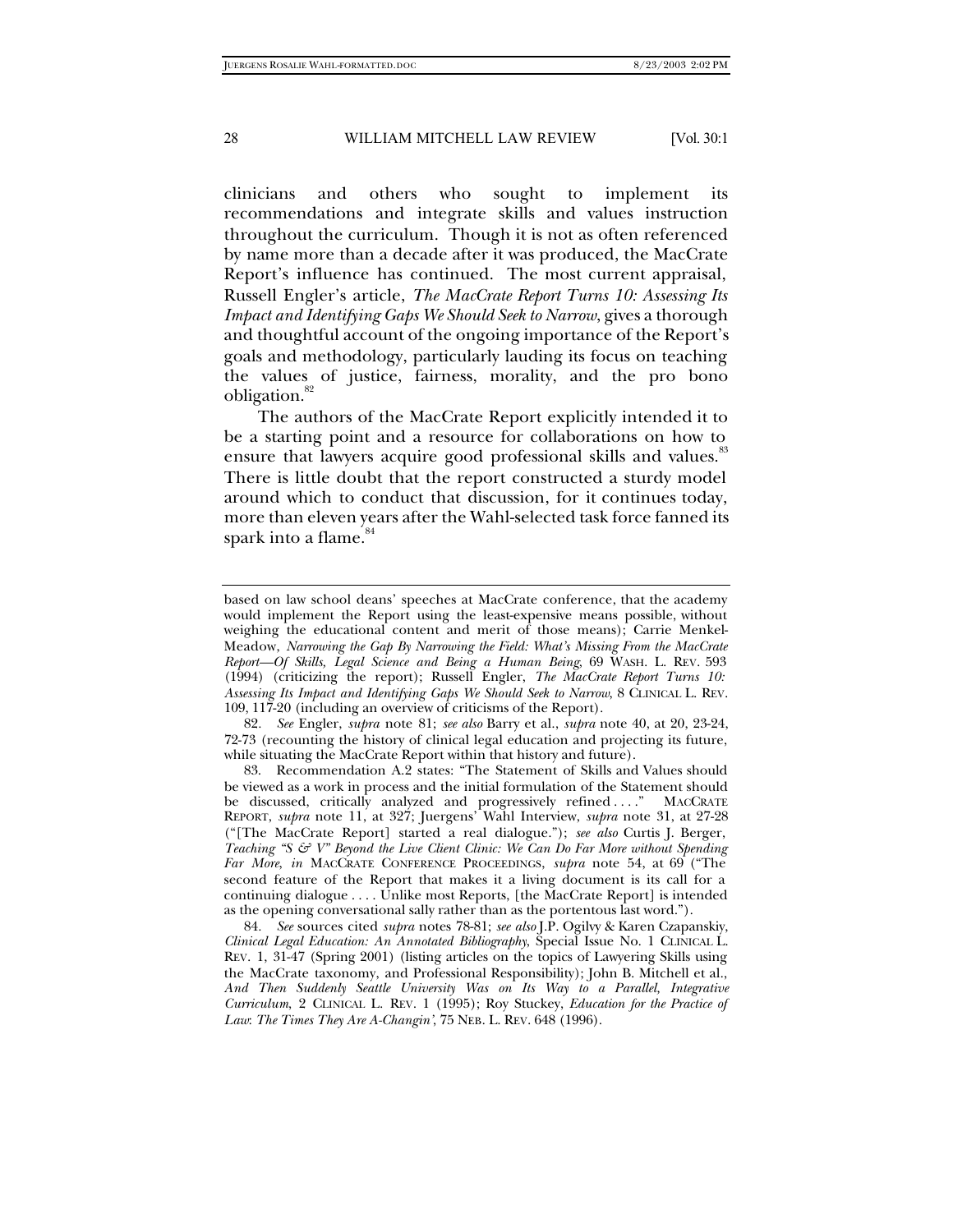clinicians and others who sought to implement its recommendations and integrate skills and values instruction throughout the curriculum. Though it is not as often referenced by name more than a decade after it was produced, the MacCrate Report's influence has continued. The most current appraisal, Russell Engler's article, *The MacCrate Report Turns 10: Assessing Its Impact and Identifying Gaps We Should Seek to Narrow*, gives a thorough and thoughtful account of the ongoing importance of the Report's goals and methodology, particularly lauding its focus on teaching the values of justice, fairness, morality, and the pro bono obligation.[82]

The authors of the MacCrate Report explicitly intended it to be a starting point and a resource for collaborations on how to ensure that lawyers acquire good professional skills and values.[83] There is little doubt that the report constructed a sturdy model around which to conduct that discussion, for it continues today, more than eleven years after the Wahl-selected task force fanned its spark into a flame.[84]

---

based on law school deans' speeches at MacCrate conference, that the academy would implement the Report using the least-expensive means possible, without weighing the educational content and merit of those means); Carrie Menkel-Meadow, *Narrowing the Gap By Narrowing the Field: What's Missing From the MacCrate Report—Of Skills, Legal Science and Being a Human Being*, 69 WASH. L. REV. 593 (1994) (criticizing the report); Russell Engler, *The MacCrate Report Turns 10: Assessing Its Impact and Identifying Gaps We Should Seek to Narrow*, 8 CLINICAL L. REV. 109, 117-20 (including an overview of criticisms of the Report).

82. *See* Engler, *supra* note 81; *see also* Barry et al., *supra* note 40, at 20, 23-24, 72-73 (recounting the history of clinical legal education and projecting its future, while situating the MacCrate Report within that history and future).

83. Recommendation A.2 states: "The Statement of Skills and Values should be viewed as a work in process and the initial formulation of the Statement should be discussed, critically analyzed and progressively refined . . . ." MACCRATE REPORT, *supra* note 11, at 327; Juergens' Wahl Interview, *supra* note 31, at 27-28 ("[The MacCrate Report] started a real dialogue."); *see also* Curtis J. Berger, *Teaching "S & V" Beyond the Live Client Clinic: We Can Do Far More without Spending Far More*, *in* MACCRATE CONFERENCE PROCEEDINGS, *supra* note 54, at 69 ("The second feature of the Report that makes it a living document is its call for a continuing dialogue . . . . Unlike most Reports, [the MacCrate Report] is intended as the opening conversational sally rather than as the portentous last word.").

84. *See* sources cited *supra* notes 78-81; *see also* J.P. Ogilvy & Karen Czapanskiy, *Clinical Legal Education: An Annotated Bibliography*, Special Issue No. 1 CLINICAL L. REV. 1, 31-47 (Spring 2001) (listing articles on the topics of Lawyering Skills using the MacCrate taxonomy, and Professional Responsibility); John B. Mitchell et al., *And Then Suddenly Seattle University Was on Its Way to a Parallel, Integrative Curriculum*, 2 CLINICAL L. REV. 1 (1995); Roy Stuckey, *Education for the Practice of Law: The Times They Are A-Changin'*, 75 NEB. L. REV. 648 (1996).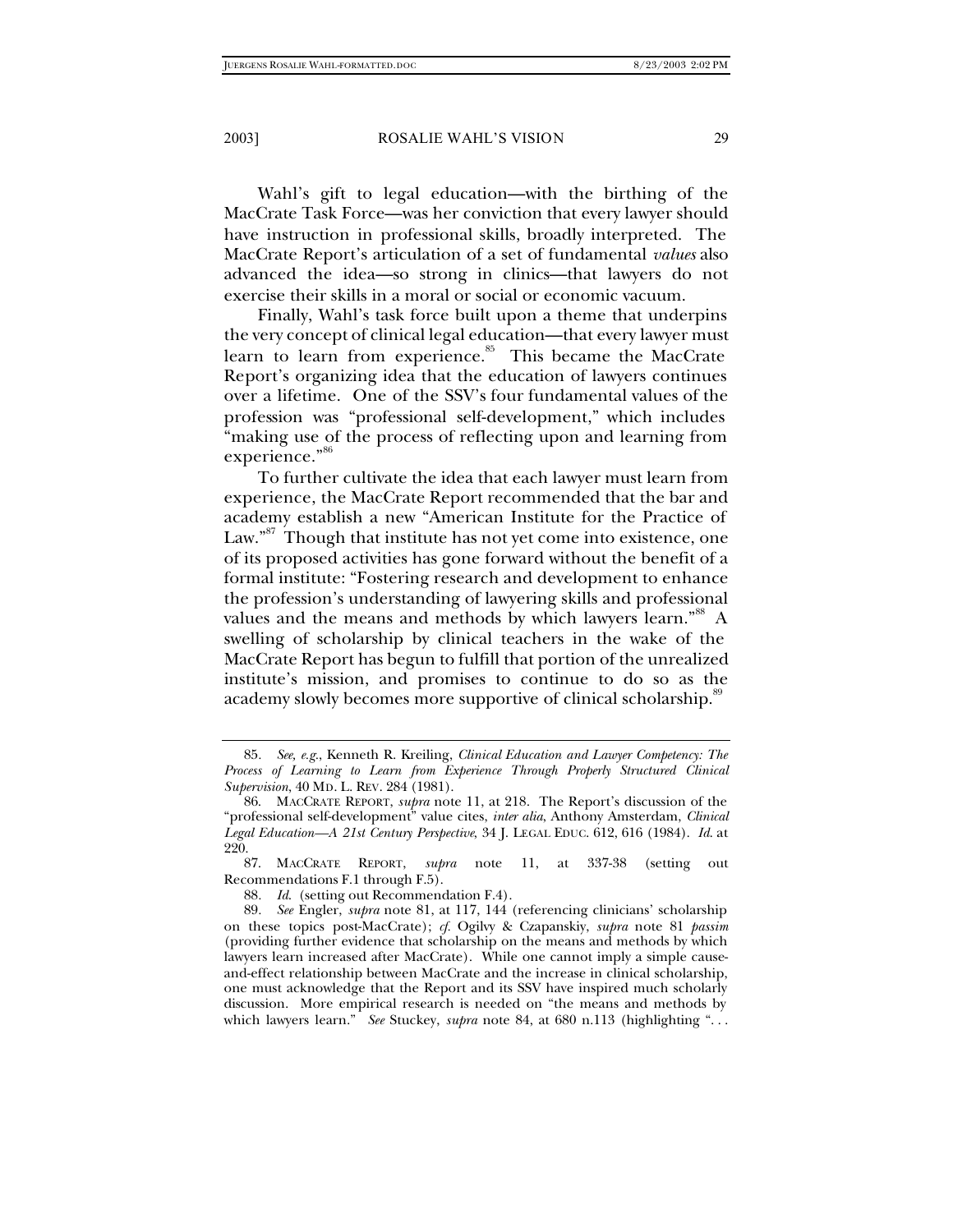Wahl's gift to legal education—with the birthing of the MacCrate Task Force—was her conviction that every lawyer should have instruction in professional skills, broadly interpreted. The MacCrate Report's articulation of a set of fundamental *values* also advanced the idea—so strong in clinics—that lawyers do not exercise their skills in a moral or social or economic vacuum.

Finally, Wahl's task force built upon a theme that underpins the very concept of clinical legal education—that every lawyer must learn to learn from experience.[85] This became the MacCrate Report's organizing idea that the education of lawyers continues over a lifetime. One of the SSV's four fundamental values of the profession was "professional self-development," which includes "making use of the process of reflecting upon and learning from experience."[86]

To further cultivate the idea that each lawyer must learn from experience, the MacCrate Report recommended that the bar and academy establish a new "American Institute for the Practice of Law."[87] Though that institute has not yet come into existence, one of its proposed activities has gone forward without the benefit of a formal institute: "Fostering research and development to enhance the profession's understanding of lawyering skills and professional values and the means and methods by which lawyers learn."[88] A swelling of scholarship by clinical teachers in the wake of the MacCrate Report has begun to fulfill that portion of the unrealized institute's mission, and promises to continue to do so as the academy slowly becomes more supportive of clinical scholarship.[89]

---

85. *See, e.g.*, Kenneth R. Kreiling, *Clinical Education and Lawyer Competency: The Process of Learning to Learn from Experience Through Properly Structured Clinical Supervision*, 40 MD. L. REV. 284 (1981).

86. MACCRATE REPORT, *supra* note 11, at 218. The Report's discussion of the "professional self-development" value cites, *inter alia*, Anthony Amsterdam, *Clinical Legal Education—A 21st Century Perspective*, 34 J. LEGAL EDUC. 612, 616 (1984). *Id.* at 220.

87. MACCRATE REPORT, *supra* note 11, at 337-38 (setting out Recommendations F.1 through F.5).

88. *Id.* (setting out Recommendation F.4).

89. *See* Engler, *supra* note 81, at 117, 144 (referencing clinicians' scholarship on these topics post-MacCrate); *cf.* Ogilvy & Czapanskiy, *supra* note 81 *passim* (providing further evidence that scholarship on the means and methods by which lawyers learn increased after MacCrate). While one cannot imply a simple cause-and-effect relationship between MacCrate and the increase in clinical scholarship, one must acknowledge that the Report and its SSV have inspired much scholarly discussion. More empirical research is needed on "the means and methods by which lawyers learn." *See* Stuckey, *supra* note 84, at 680 n.113 (highlighting ". . .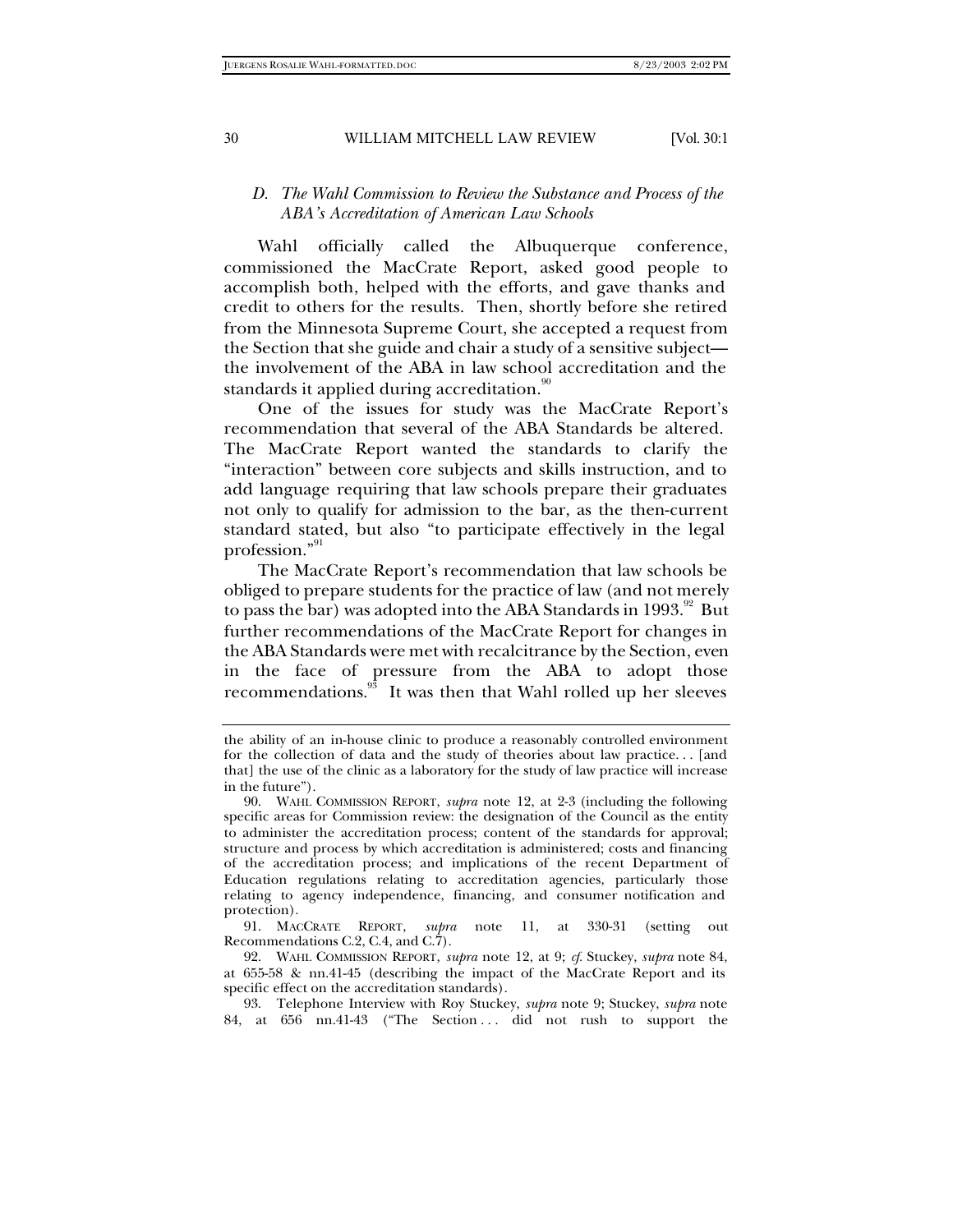### *D. The Wahl Commission to Review the Substance and Process of the ABA's Accreditation of American Law Schools*

Wahl officially called the Albuquerque conference, commissioned the MacCrate Report, asked good people to accomplish both, helped with the efforts, and gave thanks and credit to others for the results. Then, shortly before she retired from the Minnesota Supreme Court, she accepted a request from the Section that she guide and chair a study of a sensitive subject—the involvement of the ABA in law school accreditation and the standards it applied during accreditation.[90]

One of the issues for study was the MacCrate Report's recommendation that several of the ABA Standards be altered. The MacCrate Report wanted the standards to clarify the "interaction" between core subjects and skills instruction, and to add language requiring that law schools prepare their graduates not only to qualify for admission to the bar, as the then-current standard stated, but also "to participate effectively in the legal profession."[91]

The MacCrate Report's recommendation that law schools be obliged to prepare students for the practice of law (and not merely to pass the bar) was adopted into the ABA Standards in 1993.[92] But further recommendations of the MacCrate Report for changes in the ABA Standards were met with recalcitrance by the Section, even in the face of pressure from the ABA to adopt those recommendations.[93] It was then that Wahl rolled up her sleeves

---

the ability of an in-house clinic to produce a reasonably controlled environment for the collection of data and the study of theories about law practice. . . [and that] the use of the clinic as a laboratory for the study of law practice will increase in the future").

90. WAHL COMMISSION REPORT, *supra* note 12, at 2-3 (including the following specific areas for Commission review: the designation of the Council as the entity to administer the accreditation process; content of the standards for approval; structure and process by which accreditation is administered; costs and financing of the accreditation process; and implications of the recent Department of Education regulations relating to accreditation agencies, particularly those relating to agency independence, financing, and consumer notification and protection).

91. MACCRATE REPORT, *supra* note 11, at 330-31 (setting out Recommendations C.2, C.4, and C.7).

92. WAHL COMMISSION REPORT, *supra* note 12, at 9; *cf.* Stuckey, *supra* note 84, at 655-58 & nn.41-45 (describing the impact of the MacCrate Report and its specific effect on the accreditation standards).

93. Telephone Interview with Roy Stuckey, *supra* note 9; Stuckey, *supra* note 84, at 656 nn.41-43 ("The Section . . . did not rush to support the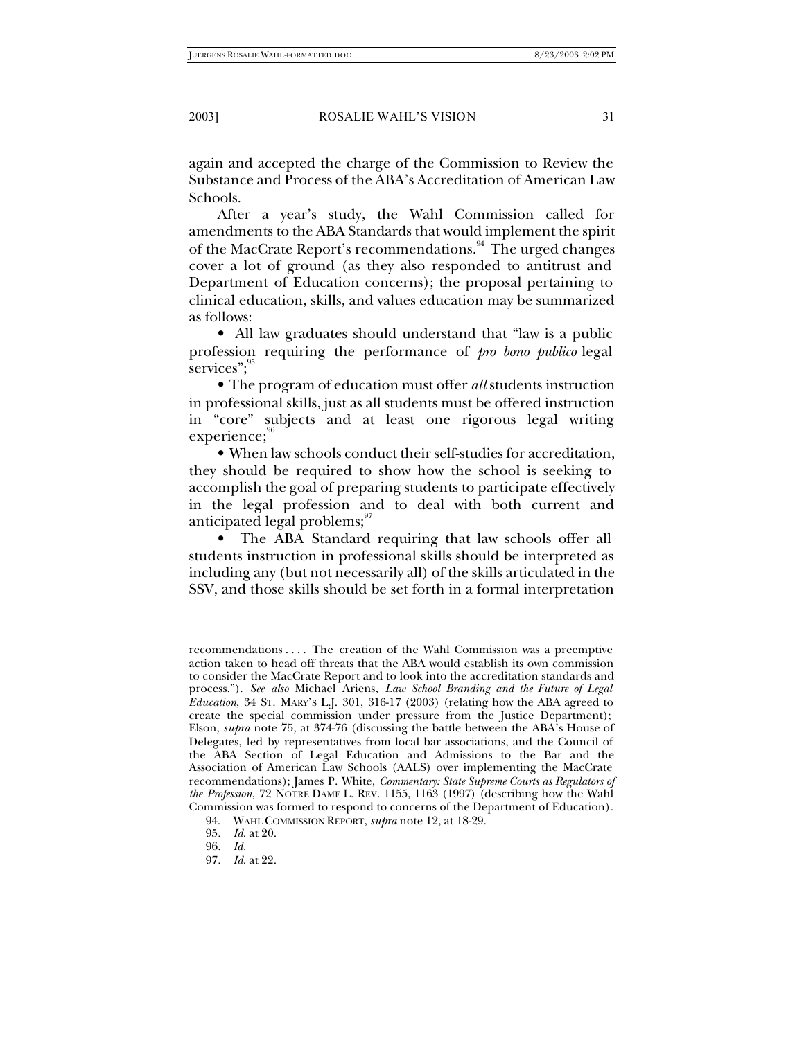again and accepted the charge of the Commission to Review the Substance and Process of the ABA's Accreditation of American Law Schools.

After a year's study, the Wahl Commission called for amendments to the ABA Standards that would implement the spirit of the MacCrate Report's recommendations.[94] The urged changes cover a lot of ground (as they also responded to antitrust and Department of Education concerns); the proposal pertaining to clinical education, skills, and values education may be summarized as follows:

- All law graduates should understand that "law is a public profession requiring the performance of *pro bono publico* legal services";[95]
- The program of education must offer *all* students instruction in professional skills, just as all students must be offered instruction in "core" subjects and at least one rigorous legal writing experience;[96]
- When law schools conduct their self-studies for accreditation, they should be required to show how the school is seeking to accomplish the goal of preparing students to participate effectively in the legal profession and to deal with both current and anticipated legal problems;[97]
- The ABA Standard requiring that law schools offer all students instruction in professional skills should be interpreted as including any (but not necessarily all) of the skills articulated in the SSV, and those skills should be set forth in a formal interpretation

---

recommendations . . . . The creation of the Wahl Commission was a preemptive action taken to head off threats that the ABA would establish its own commission to consider the MacCrate Report and to look into the accreditation standards and process."). *See also* Michael Ariens, *Law School Branding and the Future of Legal Education*, 34 ST. MARY'S L.J. 301, 316-17 (2003) (relating how the ABA agreed to create the special commission under pressure from the Justice Department); Elson, *supra* note 75, at 374-76 (discussing the battle between the ABA's House of Delegates, led by representatives from local bar associations, and the Council of the ABA Section of Legal Education and Admissions to the Bar and the Association of American Law Schools (AALS) over implementing the MacCrate recommendations); James P. White, *Commentary: State Supreme Courts as Regulators of the Profession*, 72 NOTRE DAME L. REV. 1155, 1163 (1997) (describing how the Wahl Commission was formed to respond to concerns of the Department of Education).

94. WAHL COMMISSION REPORT, *supra* note 12, at 18-29.

95. *Id.* at 20.

96. *Id.*

97. *Id.* at 22.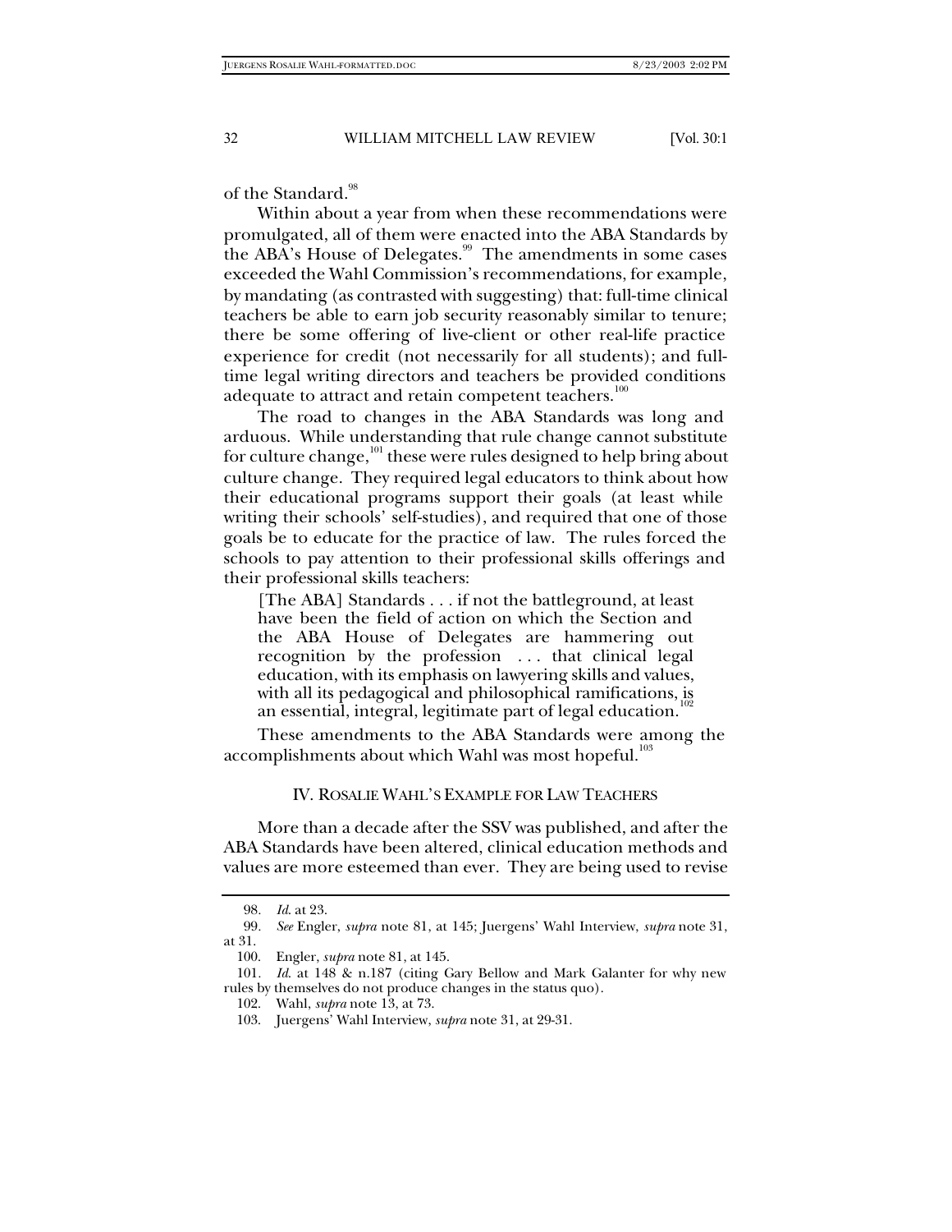of the Standard.[98]

Within about a year from when these recommendations were promulgated, all of them were enacted into the ABA Standards by the ABA's House of Delegates.[99] The amendments in some cases exceeded the Wahl Commission's recommendations, for example, by mandating (as contrasted with suggesting) that: full-time clinical teachers be able to earn job security reasonably similar to tenure; there be some offering of live-client or other real-life practice experience for credit (not necessarily for all students); and full-time legal writing directors and teachers be provided conditions adequate to attract and retain competent teachers.[100]

The road to changes in the ABA Standards was long and arduous. While understanding that rule change cannot substitute for culture change,[101] these were rules designed to help bring about culture change. They required legal educators to think about how their educational programs support their goals (at least while writing their schools' self-studies), and required that one of those goals be to educate for the practice of law. The rules forced the schools to pay attention to their professional skills offerings and their professional skills teachers:

> [The ABA] Standards . . . if not the battleground, at least have been the field of action on which the Section and the ABA House of Delegates are hammering out recognition by the profession . . . that clinical legal education, with its emphasis on lawyering skills and values, with all its pedagogical and philosophical ramifications, is an essential, integral, legitimate part of legal education.[102]

These amendments to the ABA Standards were among the accomplishments about which Wahl was most hopeful.[103]

## IV. ROSALIE WAHL'S EXAMPLE FOR LAW TEACHERS

More than a decade after the SSV was published, and after the ABA Standards have been altered, clinical education methods and values are more esteemed than ever. They are being used to revise

---

98. *Id.* at 23.

99. *See* Engler, *supra* note 81, at 145; Juergens' Wahl Interview, *supra* note 31, at 31.

100. Engler, *supra* note 81, at 145.

101. *Id.* at 148 & n.187 (citing Gary Bellow and Mark Galanter for why new rules by themselves do not produce changes in the status quo).

102. Wahl, *supra* note 13, at 73.

103. Juergens' Wahl Interview, *supra* note 31, at 29-31.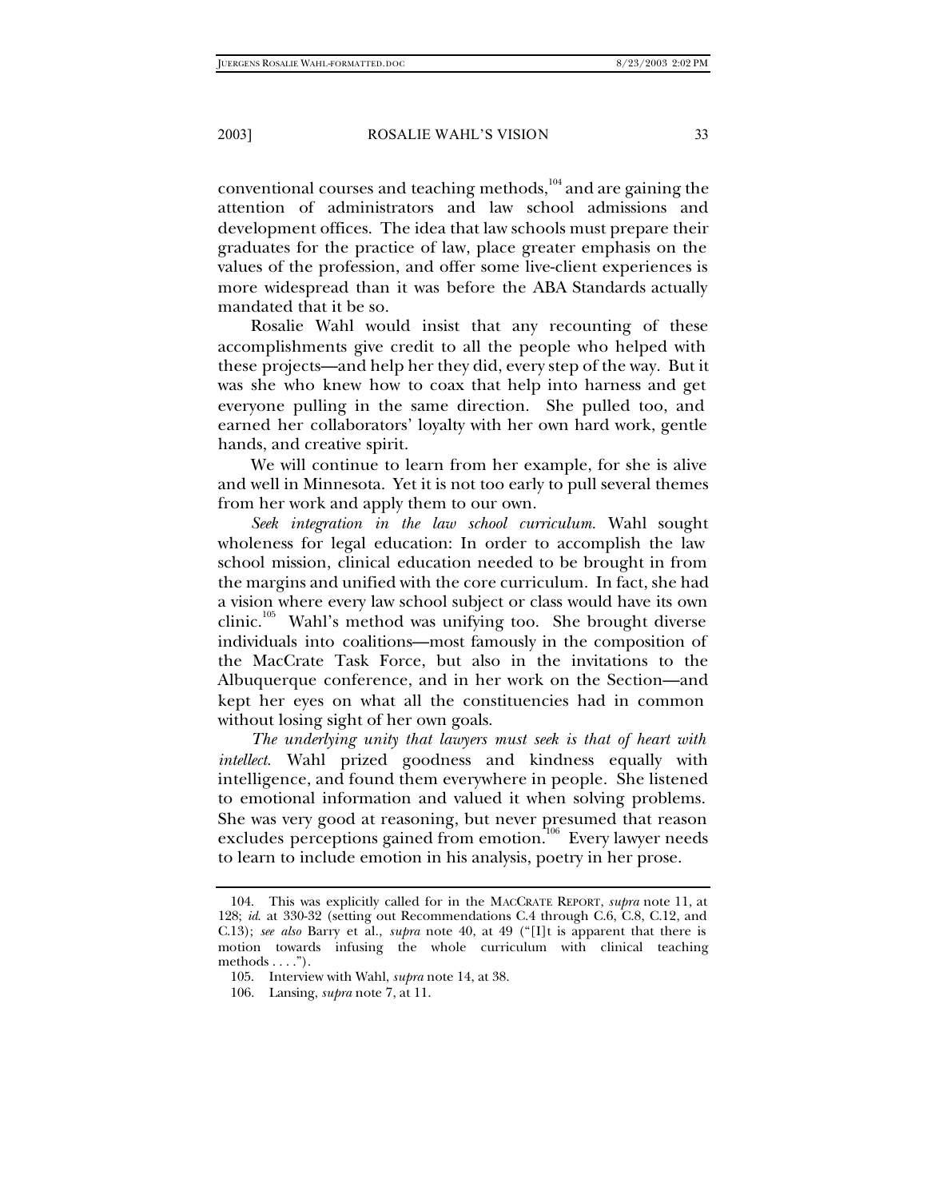conventional courses and teaching methods,[104] and are gaining the attention of administrators and law school admissions and development offices. The idea that law schools must prepare their graduates for the practice of law, place greater emphasis on the values of the profession, and offer some live-client experiences is more widespread than it was before the ABA Standards actually mandated that it be so.

Rosalie Wahl would insist that any recounting of these accomplishments give credit to all the people who helped with these projects—and help her they did, every step of the way. But it was she who knew how to coax that help into harness and get everyone pulling in the same direction. She pulled too, and earned her collaborators' loyalty with her own hard work, gentle hands, and creative spirit.

We will continue to learn from her example, for she is alive and well in Minnesota. Yet it is not too early to pull several themes from her work and apply them to our own.

*Seek integration in the law school curriculum.* Wahl sought wholeness for legal education: In order to accomplish the law school mission, clinical education needed to be brought in from the margins and unified with the core curriculum. In fact, she had a vision where every law school subject or class would have its own clinic.[105] Wahl's method was unifying too. She brought diverse individuals into coalitions—most famously in the composition of the MacCrate Task Force, but also in the invitations to the Albuquerque conference, and in her work on the Section—and kept her eyes on what all the constituencies had in common without losing sight of her own goals.

*The underlying unity that lawyers must seek is that of heart with intellect.* Wahl prized goodness and kindness equally with intelligence, and found them everywhere in people. She listened to emotional information and valued it when solving problems. She was very good at reasoning, but never presumed that reason excludes perceptions gained from emotion.[106] Every lawyer needs to learn to include emotion in his analysis, poetry in her prose.

---

104. This was explicitly called for in the MACCRATE REPORT, *supra* note 11, at 128; *id.* at 330-32 (setting out Recommendations C.4 through C.6, C.8, C.12, and C.13); *see also* Barry et al., *supra* note 40, at 49 ("[I]t is apparent that there is motion towards infusing the whole curriculum with clinical teaching methods . . . .").

105. Interview with Wahl, *supra* note 14, at 38.

106. Lansing, *supra* note 7, at 11.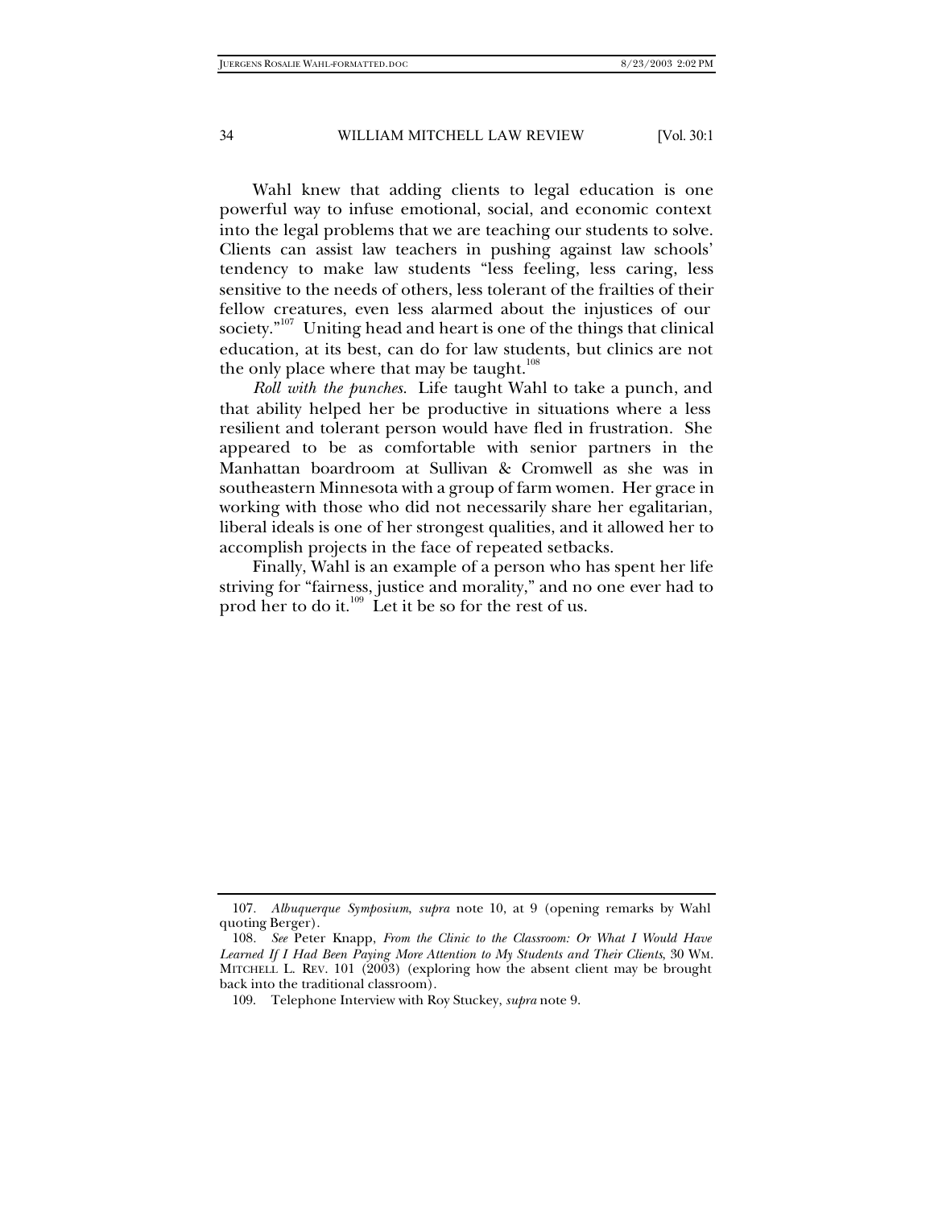Wahl knew that adding clients to legal education is one powerful way to infuse emotional, social, and economic context into the legal problems that we are teaching our students to solve. Clients can assist law teachers in pushing against law schools' tendency to make law students "less feeling, less caring, less sensitive to the needs of others, less tolerant of the frailties of their fellow creatures, even less alarmed about the injustices of our society."[107] Uniting head and heart is one of the things that clinical education, at its best, can do for law students, but clinics are not the only place where that may be taught.[108]

*Roll with the punches*. Life taught Wahl to take a punch, and that ability helped her be productive in situations where a less resilient and tolerant person would have fled in frustration. She appeared to be as comfortable with senior partners in the Manhattan boardroom at Sullivan & Cromwell as she was in southeastern Minnesota with a group of farm women. Her grace in working with those who did not necessarily share her egalitarian, liberal ideals is one of her strongest qualities, and it allowed her to accomplish projects in the face of repeated setbacks.

Finally, Wahl is an example of a person who has spent her life striving for "fairness, justice and morality," and no one ever had to prod her to do it.[109] Let it be so for the rest of us.

---

107. *Albuquerque Symposium*, *supra* note 10, at 9 (opening remarks by Wahl quoting Berger).

108. *See* Peter Knapp, *From the Clinic to the Classroom: Or What I Would Have Learned If I Had Been Paying More Attention to My Students and Their Clients*, 30 WM. MITCHELL L. REV. 101 (2003) (exploring how the absent client may be brought back into the traditional classroom).

109. Telephone Interview with Roy Stuckey, *supra* note 9.